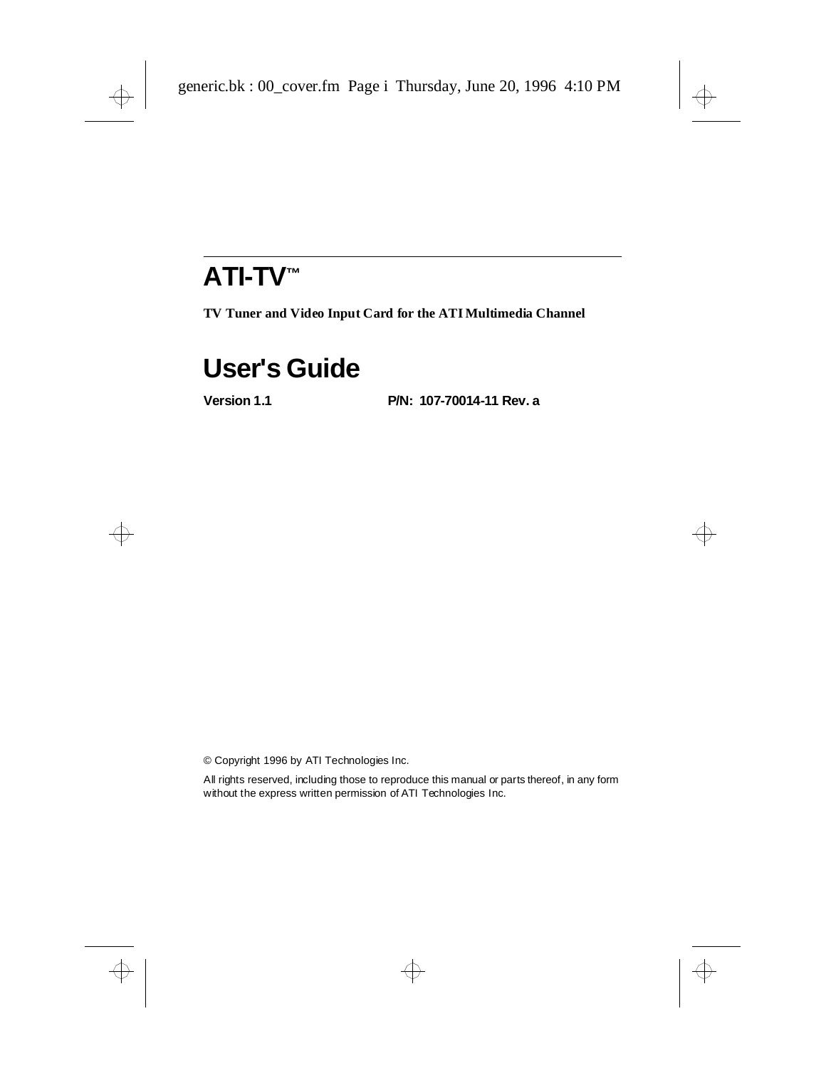# ATI-TV™

**TV Tuner and Video Input Card for the ATI Multimedia Channel**

# User's Guide

**Version 1.1** **P/N: 107-70014-11 Rev. a**

© Copyright 1996 by ATI Technologies Inc.

All rights reserved, including those to reproduce this manual or parts thereof, in any form without the express written permission of ATI Technologies Inc.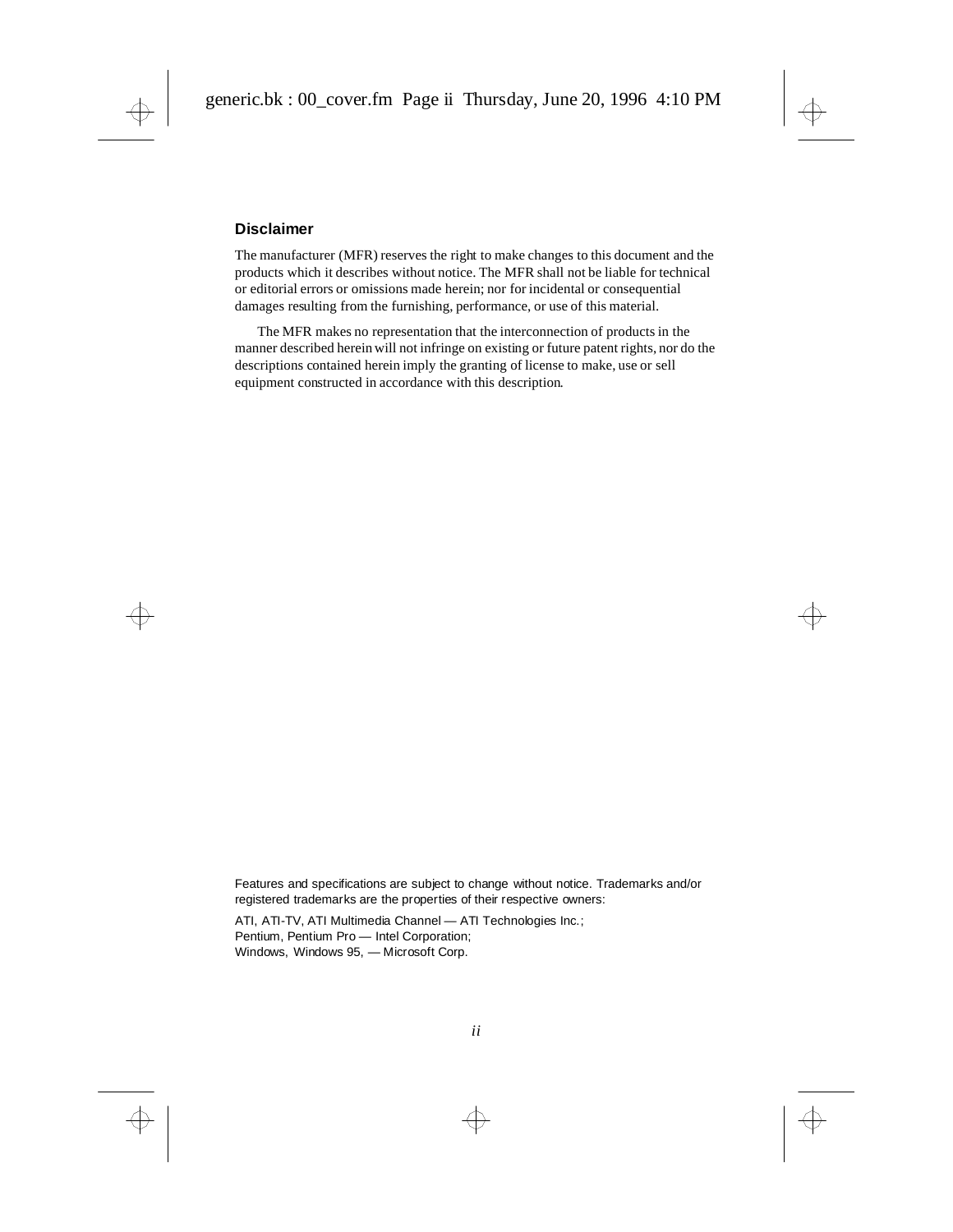## Disclaimer

The manufacturer (MFR) reserves the right to make changes to this document and the products which it describes without notice. The MFR shall not be liable for technical or editorial errors or omissions made herein; nor for incidental or consequential damages resulting from the furnishing, performance, or use of this material.

The MFR makes no representation that the interconnection of products in the manner described herein will not infringe on existing or future patent rights, nor do the descriptions contained herein imply the granting of license to make, use or sell equipment constructed in accordance with this description.

Features and specifications are subject to change without notice. Trademarks and/or registered trademarks are the properties of their respective owners:

ATI, ATI-TV, ATI Multimedia Channel — ATI Technologies Inc.;
Pentium, Pentium Pro — Intel Corporation;
Windows, Windows 95, — Microsoft Corp.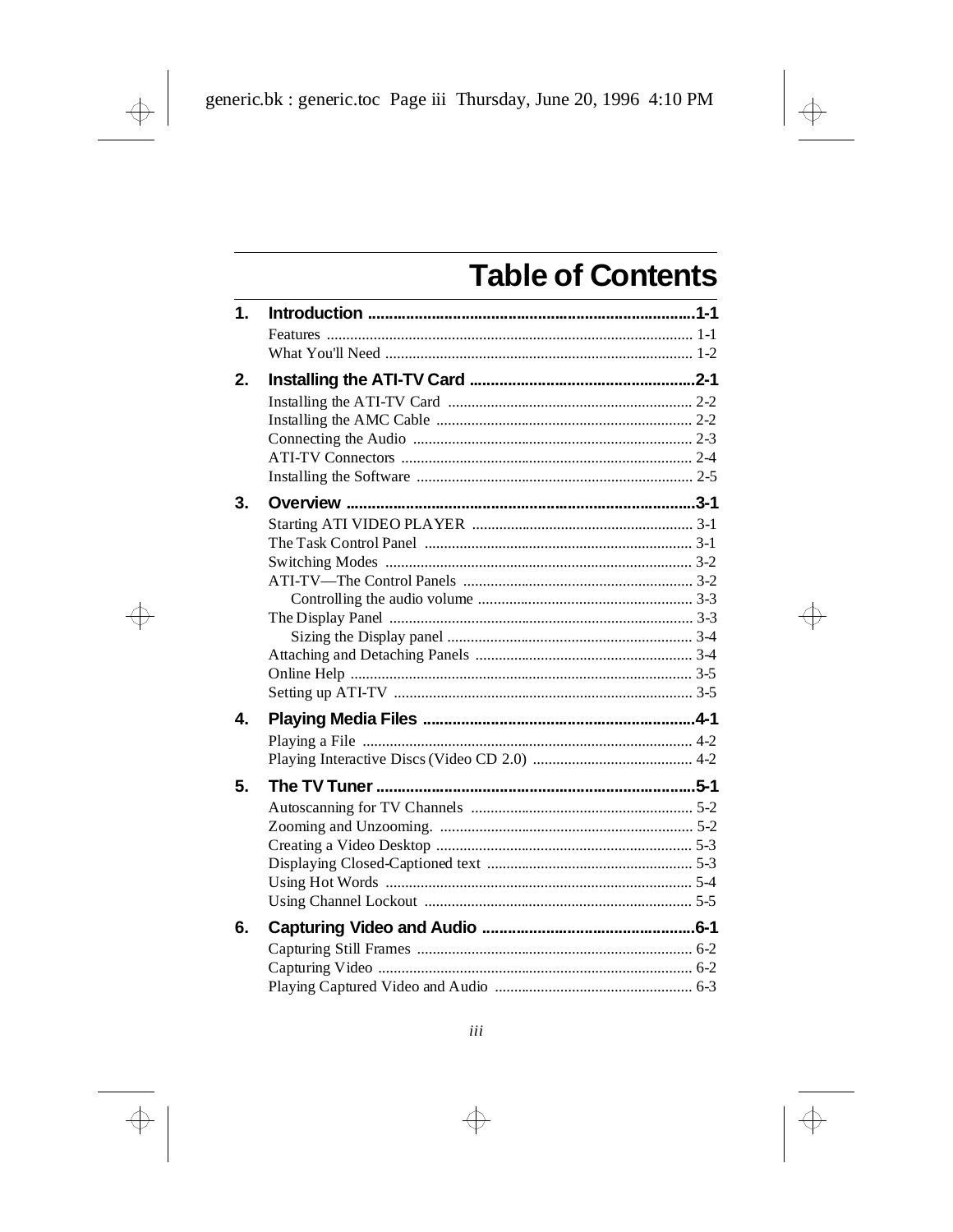# Table of Contents

**1. Introduction ............................................................................1-1**

Features ............................................................................................ 1-1
What You'll Need .............................................................................. 1-2

**2. Installing the ATI-TV Card .....................................................2-1**

Installing the ATI-TV Card .............................................................. 2-2
Installing the AMC Cable ................................................................. 2-2
Connecting the Audio ....................................................................... 2-3
ATI-TV Connectors .......................................................................... 2-4
Installing the Software ...................................................................... 2-5

**3. Overview .................................................................................3-1**

Starting ATI VIDEO PLAYER ........................................................ 3-1
The Task Control Panel .................................................................... 3-1
Switching Modes .............................................................................. 3-2
ATI-TV—The Control Panels .......................................................... 3-2
  Controlling the audio volume ...................................................... 3-3
The Display Panel ............................................................................. 3-3
  Sizing the Display panel .............................................................. 3-4
Attaching and Detaching Panels ....................................................... 3-4
Online Help ....................................................................................... 3-5
Setting up ATI-TV ............................................................................ 3-5

**4. Playing Media Files ...............................................................4-1**

Playing a File .................................................................................... 4-2
Playing Interactive Discs (Video CD 2.0) ........................................ 4-2

**5. The TV Tuner ..........................................................................5-1**

Autoscanning for TV Channels ........................................................ 5-2
Zooming and Unzooming. ................................................................ 5-2
Creating a Video Desktop ................................................................. 5-3
Displaying Closed-Captioned text .................................................... 5-3
Using Hot Words .............................................................................. 5-4
Using Channel Lockout .................................................................... 5-5

**6. Capturing Video and Audio ..................................................6-1**

Capturing Still Frames ...................................................................... 6-2
Capturing Video ................................................................................ 6-2
Playing Captured Video and Audio .................................................. 6-3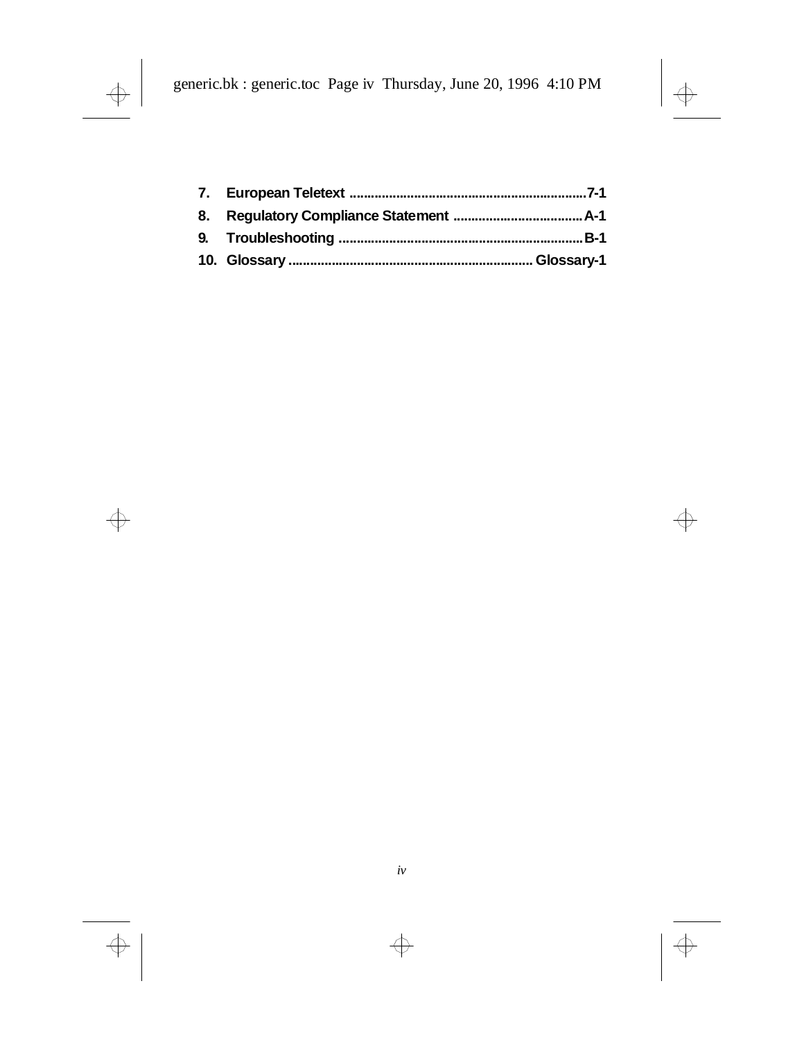**7. European Teletext ..................................................................7-1**

**8. Regulatory Compliance Statement ....................................A-1**

**9. Troubleshooting ....................................................................B-1**

**10. Glossary ................................................................... Glossary-1**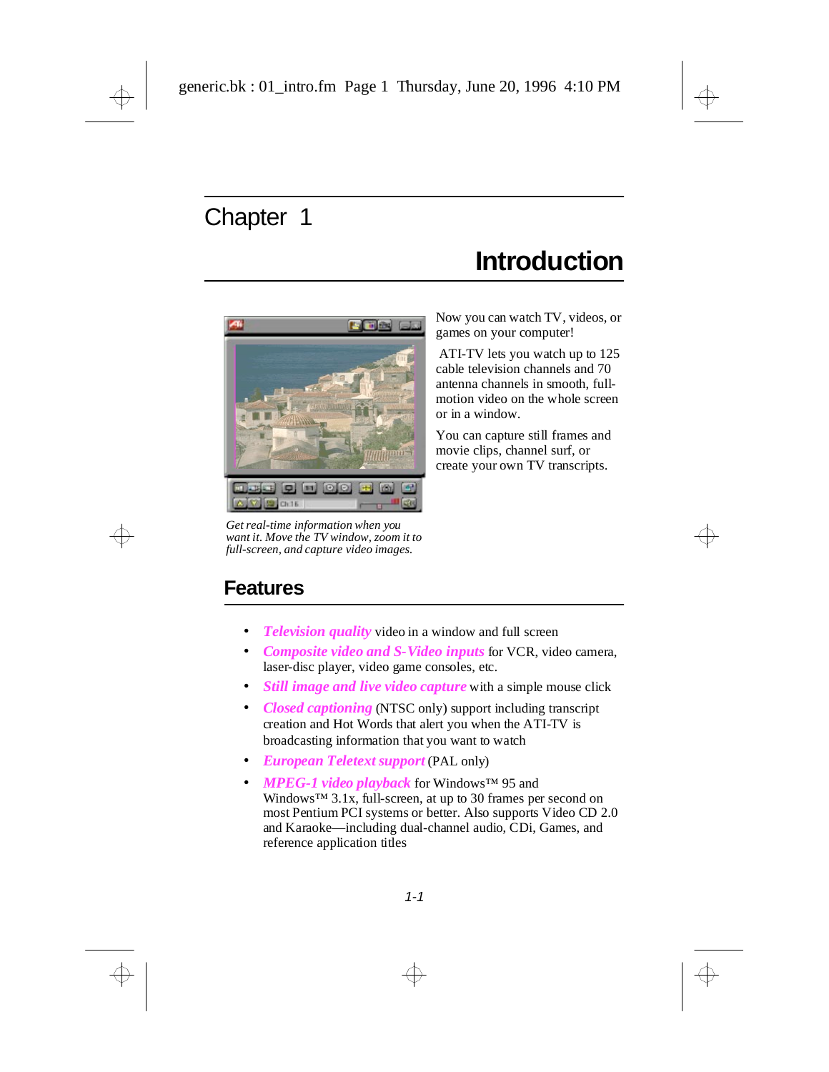# Chapter 1

# Introduction

Now you can watch TV, videos, or games on your computer!

ATI-TV lets you watch up to 125 cable television channels and 70 antenna channels in smooth, full-motion video on the whole screen or in a window.

You can capture still frames and movie clips, channel surf, or create your own TV transcripts.

*Get real-time information when you want it. Move the TV window, zoom it to full-screen, and capture video images.*

## Features

- ***Television quality*** video in a window and full screen
- ***Composite video and S-Video inputs*** for VCR, video camera, laser-disc player, video game consoles, etc.
- ***Still image and live video capture*** with a simple mouse click
- ***Closed captioning*** (NTSC only) support including transcript creation and Hot Words that alert you when the ATI-TV is broadcasting information that you want to watch
- ***European Teletext support*** (PAL only)
- ***MPEG-1 video playback*** for Windows™ 95 and Windows™ 3.1x, full-screen, at up to 30 frames per second on most Pentium PCI systems or better. Also supports Video CD 2.0 and Karaoke—including dual-channel audio, CDi, Games, and reference application titles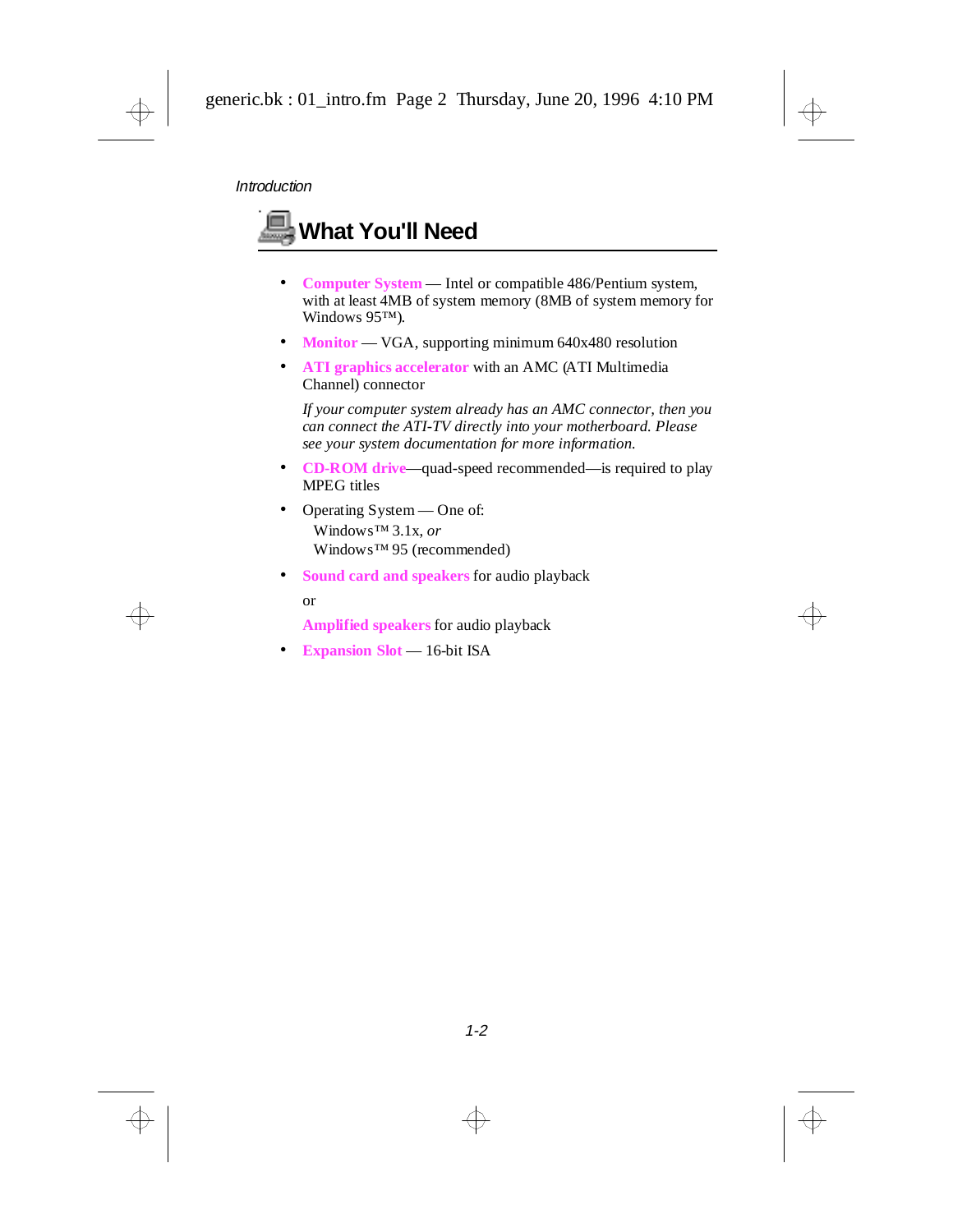## What You'll Need

- **Computer System** — Intel or compatible 486/Pentium system, with at least 4MB of system memory (8MB of system memory for Windows 95™).
- **Monitor** — VGA, supporting minimum 640x480 resolution
- **ATI graphics accelerator** with an AMC (ATI Multimedia Channel) connector

  *If your computer system already has an AMC connector, then you can connect the ATI-TV directly into your motherboard. Please see your system documentation for more information.*
- **CD-ROM drive**—quad-speed recommended—is required to play MPEG titles
- Operating System — One of:
  Windows™ 3.1x, *or*
  Windows™ 95 (recommended)
- **Sound card and speakers** for audio playback

  or

  **Amplified speakers** for audio playback
- **Expansion Slot** — 16-bit ISA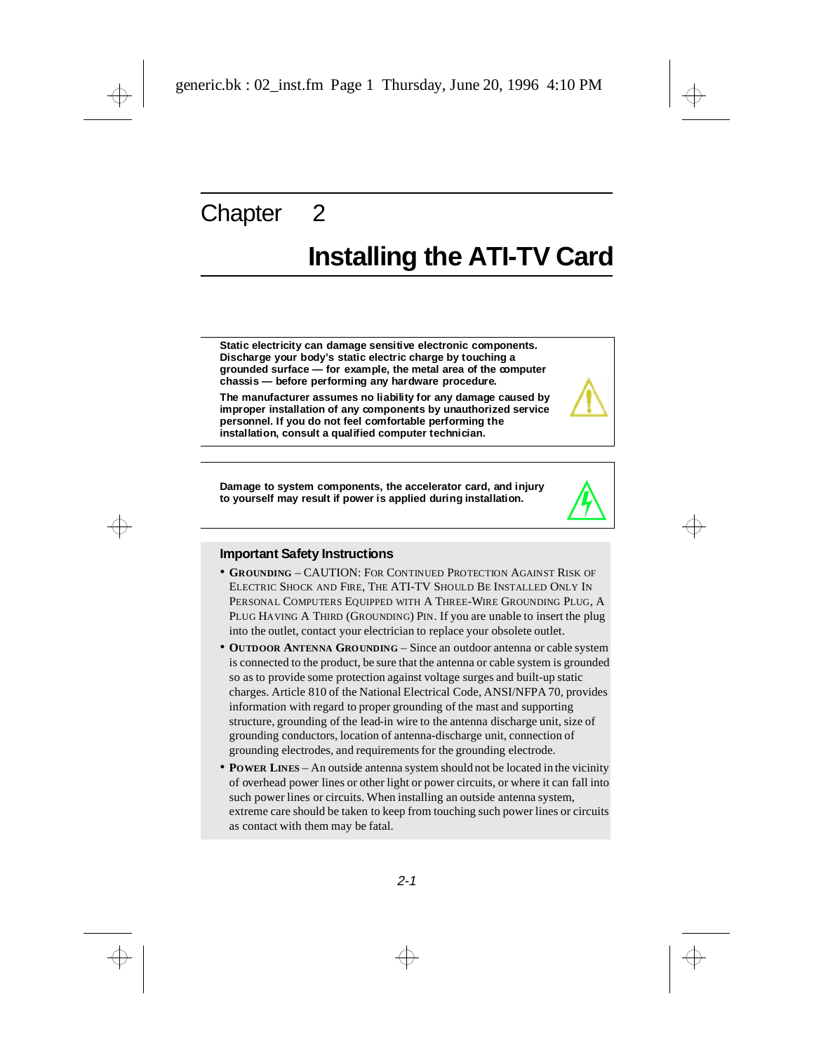# Chapter 2

# Installing the ATI-TV Card

**Static electricity can damage sensitive electronic components. Discharge your body's static electric charge by touching a grounded surface — for example, the metal area of the computer chassis — before performing any hardware procedure.**

**The manufacturer assumes no liability for any damage caused by improper installation of any components by unauthorized service personnel. If you do not feel comfortable performing the installation, consult a qualified computer technician.**

**Damage to system components, the accelerator card, and injury to yourself may result if power is applied during installation.**

### Important Safety Instructions

- **GROUNDING** – CAUTION: FOR CONTINUED PROTECTION AGAINST RISK OF ELECTRIC SHOCK AND FIRE, THE ATI-TV SHOULD BE INSTALLED ONLY IN PERSONAL COMPUTERS EQUIPPED WITH A THREE-WIRE GROUNDING PLUG, A PLUG HAVING A THIRD (GROUNDING) PIN. If you are unable to insert the plug into the outlet, contact your electrician to replace your obsolete outlet.
- **OUTDOOR ANTENNA GROUNDING** – Since an outdoor antenna or cable system is connected to the product, be sure that the antenna or cable system is grounded so as to provide some protection against voltage surges and built-up static charges. Article 810 of the National Electrical Code, ANSI/NFPA 70, provides information with regard to proper grounding of the mast and supporting structure, grounding of the lead-in wire to the antenna discharge unit, size of grounding conductors, location of antenna-discharge unit, connection of grounding electrodes, and requirements for the grounding electrode.
- **POWER LINES** – An outside antenna system should not be located in the vicinity of overhead power lines or other light or power circuits, or where it can fall into such power lines or circuits. When installing an outside antenna system, extreme care should be taken to keep from touching such power lines or circuits as contact with them may be fatal.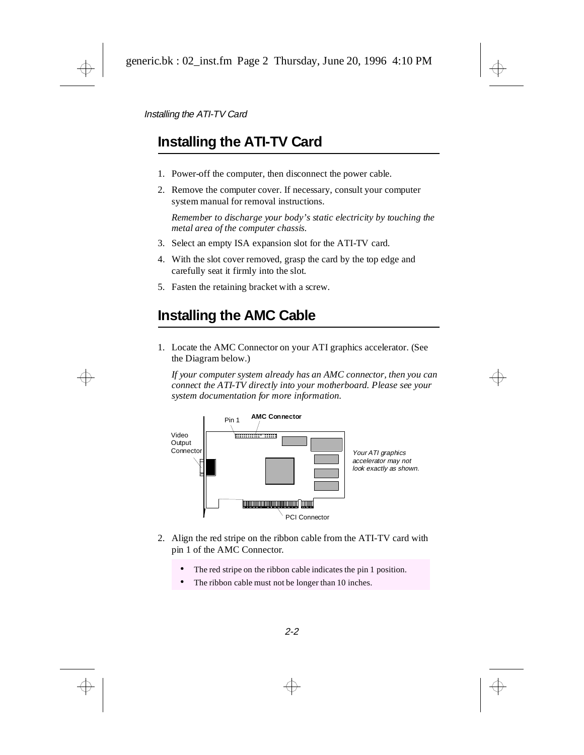## Installing the ATI-TV Card

1. Power-off the computer, then disconnect the power cable.
2. Remove the computer cover. If necessary, consult your computer system manual for removal instructions.

   *Remember to discharge your body's static electricity by touching the metal area of the computer chassis.*

3. Select an empty ISA expansion slot for the ATI-TV card.
4. With the slot cover removed, grasp the card by the top edge and carefully seat it firmly into the slot.
5. Fasten the retaining bracket with a screw.

## Installing the AMC Cable

1. Locate the AMC Connector on your ATI graphics accelerator. (See the Diagram below.)

   *If your computer system already has an AMC connector, then you can connect the ATI-TV directly into your motherboard. Please see your system documentation for more information.*

   Pin 1 **AMC Connector**

   Video Output Connector

   PCI Connector

   *Your ATI graphics accelerator may not look exactly as shown.*

2. Align the red stripe on the ribbon cable from the ATI-TV card with pin 1 of the AMC Connector.

   - The red stripe on the ribbon cable indicates the pin 1 position.
   - The ribbon cable must not be longer than 10 inches.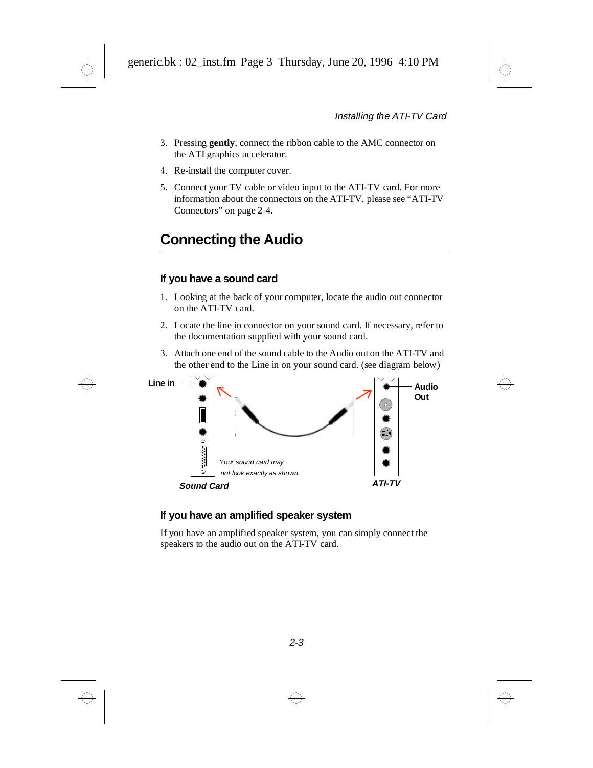3. Pressing **gently**, connect the ribbon cable to the AMC connector on the ATI graphics accelerator.
4. Re-install the computer cover.
5. Connect your TV cable or video input to the ATI-TV card. For more information about the connectors on the ATI-TV, please see “ATI-TV Connectors” on page 2-4.

## Connecting the Audio

### If you have a sound card

1. Looking at the back of your computer, locate the audio out connector on the ATI-TV card.
2. Locate the line in connector on your sound card. If necessary, refer to the documentation supplied with your sound card.
3. Attach one end of the sound cable to the Audio out on the ATI-TV and the other end to the Line in on your sound card. (see diagram below)

Line in

Audio Out

*Your sound card may not look exactly as shown.*

***Sound Card***

***ATI-TV***

### If you have an amplified speaker system

If you have an amplified speaker system, you can simply connect the speakers to the audio out on the ATI-TV card.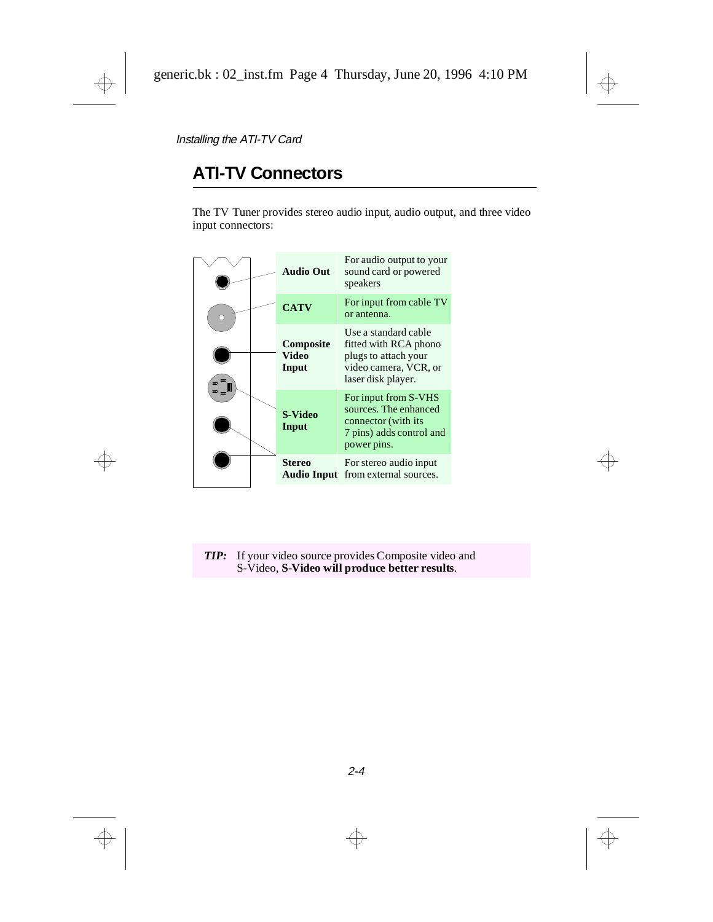*Installing the ATI-TV Card*

## ATI-TV Connectors

The TV Tuner provides stereo audio input, audio output, and three video input connectors:

| Connector | Description |
|---|---|
| **Audio Out** | For audio output to your sound card or powered speakers |
| **CATV** | For input from cable TV or antenna. |
| **Composite Video Input** | Use a standard cable fitted with RCA phono plugs to attach your video camera, VCR, or laser disk player. |
| **S-Video Input** | For input from S-VHS sources. The enhanced connector (with its 7 pins) adds control and power pins. |
| **Stereo Audio Input** | For stereo audio input from external sources. |

***TIP:*** If your video source provides Composite video and S-Video, **S-Video will produce better results**.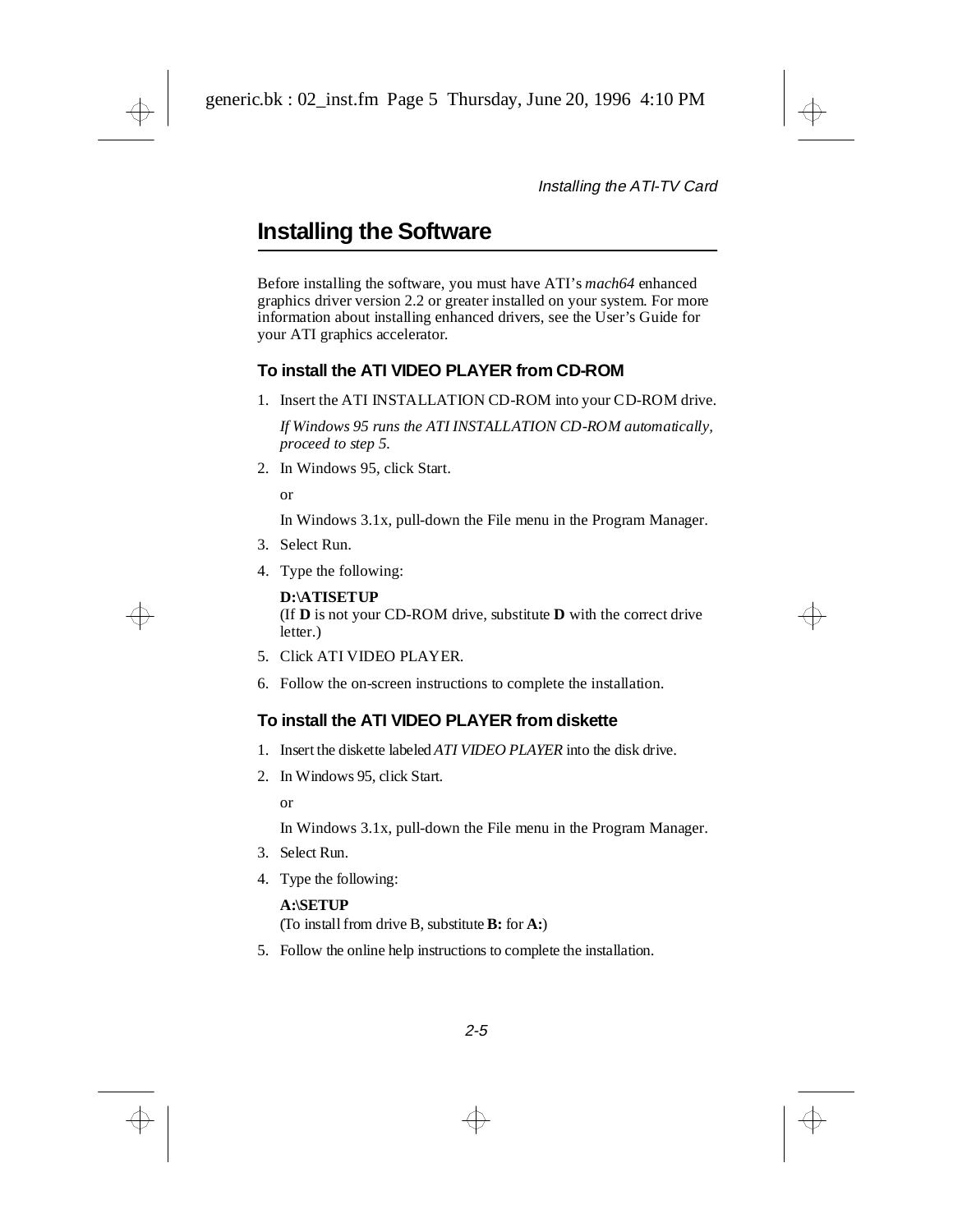## Installing the Software

Before installing the software, you must have ATI's *mach64* enhanced graphics driver version 2.2 or greater installed on your system. For more information about installing enhanced drivers, see the User's Guide for your ATI graphics accelerator.

### To install the ATI VIDEO PLAYER from CD-ROM

1. Insert the ATI INSTALLATION CD-ROM into your CD-ROM drive.

   *If Windows 95 runs the ATI INSTALLATION CD-ROM automatically, proceed to step 5.*

2. In Windows 95, click Start.

   or

   In Windows 3.1x, pull-down the File menu in the Program Manager.

3. Select Run.
4. Type the following:

   **D:\ATISETUP**
   (If **D** is not your CD-ROM drive, substitute **D** with the correct drive letter.)

5. Click ATI VIDEO PLAYER.
6. Follow the on-screen instructions to complete the installation.

### To install the ATI VIDEO PLAYER from diskette

1. Insert the diskette labeled *ATI VIDEO PLAYER* into the disk drive.
2. In Windows 95, click Start.

   or

   In Windows 3.1x, pull-down the File menu in the Program Manager.

3. Select Run.
4. Type the following:

   **A:\SETUP**
   (To install from drive B, substitute **B:** for **A:**)

5. Follow the online help instructions to complete the installation.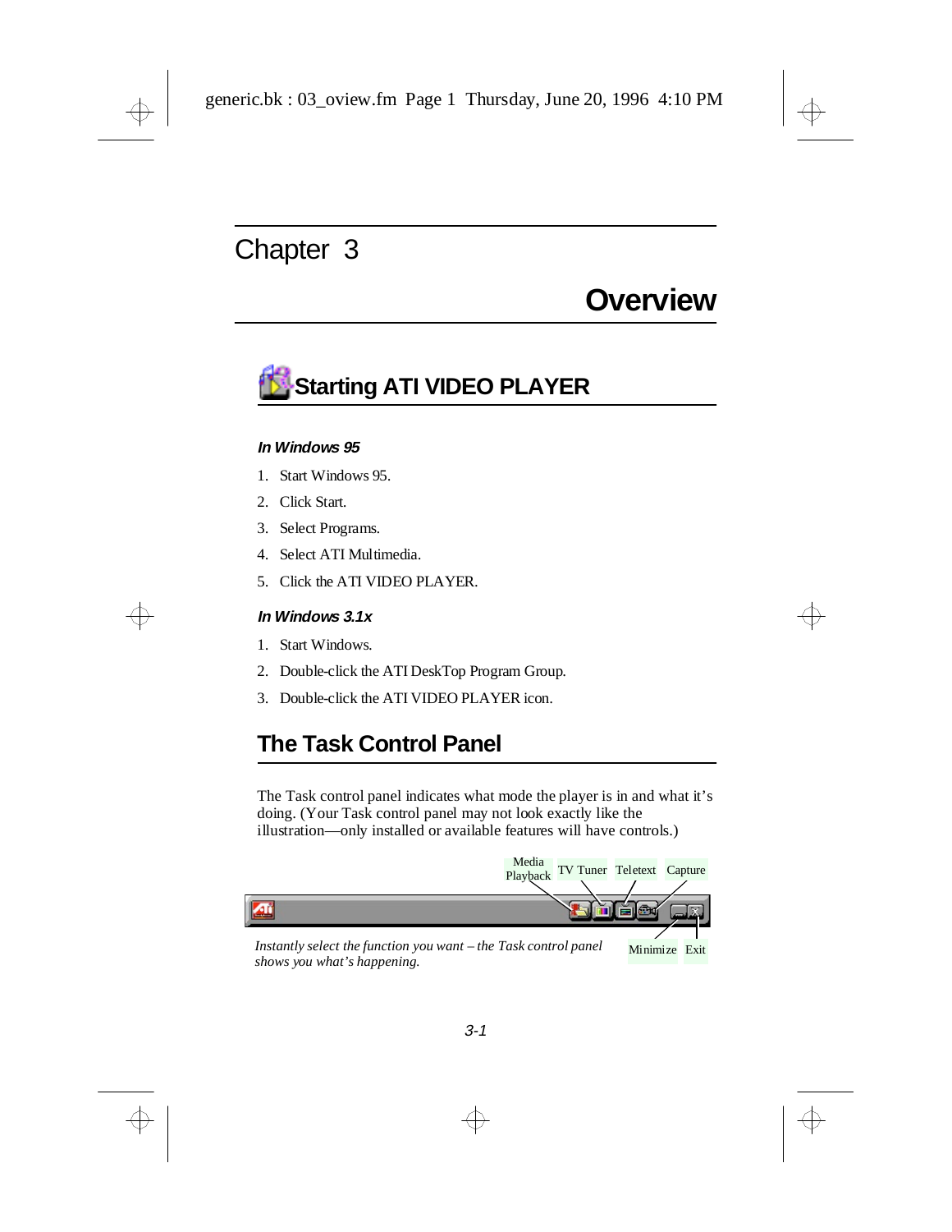# Chapter 3

# Overview

## Starting ATI VIDEO PLAYER

#### *In Windows 95*

1. Start Windows 95.
2. Click Start.
3. Select Programs.
4. Select ATI Multimedia.
5. Click the ATI VIDEO PLAYER.

#### *In Windows 3.1x*

1. Start Windows.
2. Double-click the ATI DeskTop Program Group.
3. Double-click the ATI VIDEO PLAYER icon.

## The Task Control Panel

The Task control panel indicates what mode the player is in and what it's doing. (Your Task control panel may not look exactly like the illustration—only installed or available features will have controls.)

Media Playback | TV Tuner | Teletext | Capture | Minimize | Exit

*Instantly select the function you want – the Task control panel shows you what's happening.*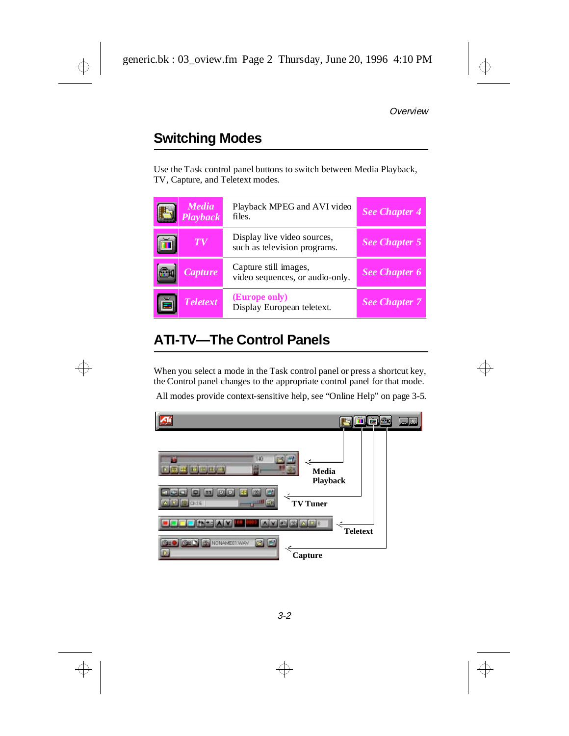## Switching Modes

Use the Task control panel buttons to switch between Media Playback, TV, Capture, and Teletext modes.

| | | | |
|---|---|---|---|
| | *Media Playback* | Playback MPEG and AVI video files. | *See Chapter 4* |
| | *TV* | Display live video sources, such as television programs. | *See Chapter 5* |
| | *Capture* | Capture still images, video sequences, or audio-only. | *See Chapter 6* |
| | *Teletext* | **(Europe only)** Display European teletext. | *See Chapter 7* |

## ATI-TV—The Control Panels

When you select a mode in the Task control panel or press a shortcut key, the Control panel changes to the appropriate control panel for that mode.

All modes provide context-sensitive help, see “Online Help” on page 3-5.

**Media Playback**

**TV Tuner**

**Teletext**

**Capture**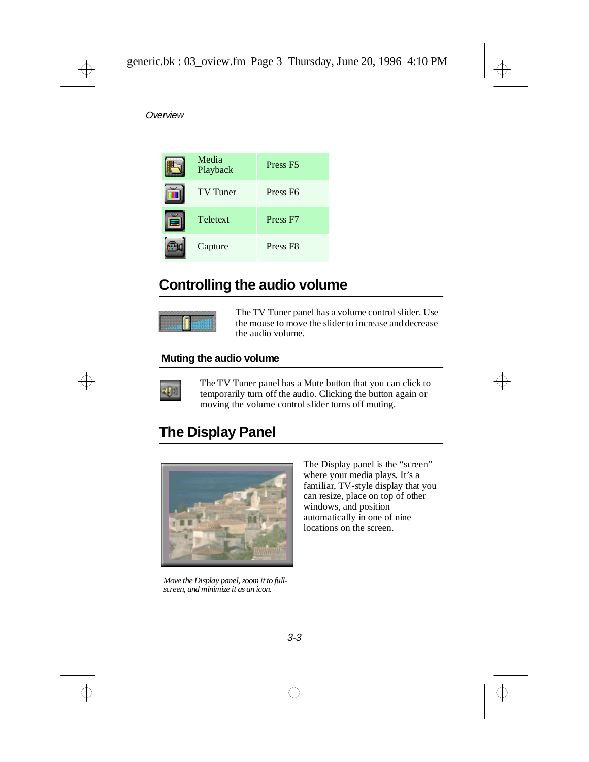| | | |
|---|---|---|
| | Media Playback | Press F5 |
| | TV Tuner | Press F6 |
| | Teletext | Press F7 |
| | Capture | Press F8 |

## Controlling the audio volume

The TV Tuner panel has a volume control slider. Use the mouse to move the slider to increase and decrease the audio volume.

### Muting the audio volume

The TV Tuner panel has a Mute button that you can click to temporarily turn off the audio. Clicking the button again or moving the volume control slider turns off muting.

## The Display Panel

The Display panel is the "screen" where your media plays. It's a familiar, TV-style display that you can resize, place on top of other windows, and position automatically in one of nine locations on the screen.

*Move the Display panel, zoom it to full-screen, and minimize it as an icon.*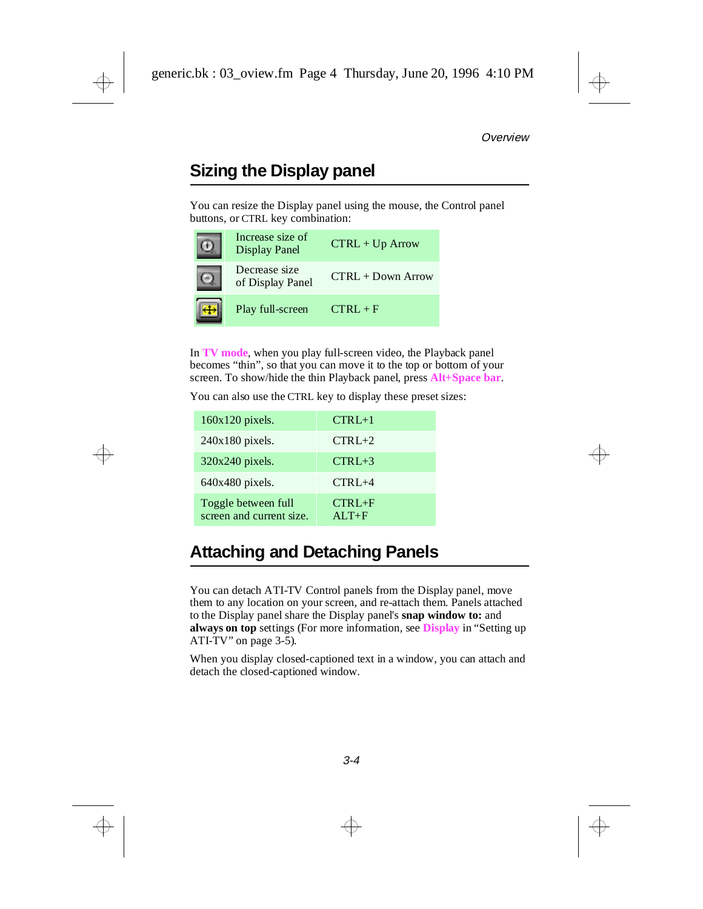## Sizing the Display panel

You can resize the Display panel using the mouse, the Control panel buttons, or CTRL key combination:

| | | |
|---|---|---|
| | Increase size of Display Panel | CTRL + Up Arrow |
| | Decrease size of Display Panel | CTRL + Down Arrow |
| | Play full-screen | CTRL + F |

In **TV mode**, when you play full-screen video, the Playback panel becomes "thin", so that you can move it to the top or bottom of your screen. To show/hide the thin Playback panel, press **Alt+Space bar**.

You can also use the CTRL key to display these preset sizes:

| | |
|---|---|
| 160x120 pixels. | CTRL+1 |
| 240x180 pixels. | CTRL+2 |
| 320x240 pixels. | CTRL+3 |
| 640x480 pixels. | CTRL+4 |
| Toggle between full screen and current size. | CTRL+F ALT+F |

## Attaching and Detaching Panels

You can detach ATI-TV Control panels from the Display panel, move them to any location on your screen, and re-attach them. Panels attached to the Display panel share the Display panel's **snap window to:** and **always on top** settings (For more information, see **Display** in "Setting up ATI-TV" on page 3-5).

When you display closed-captioned text in a window, you can attach and detach the closed-captioned window.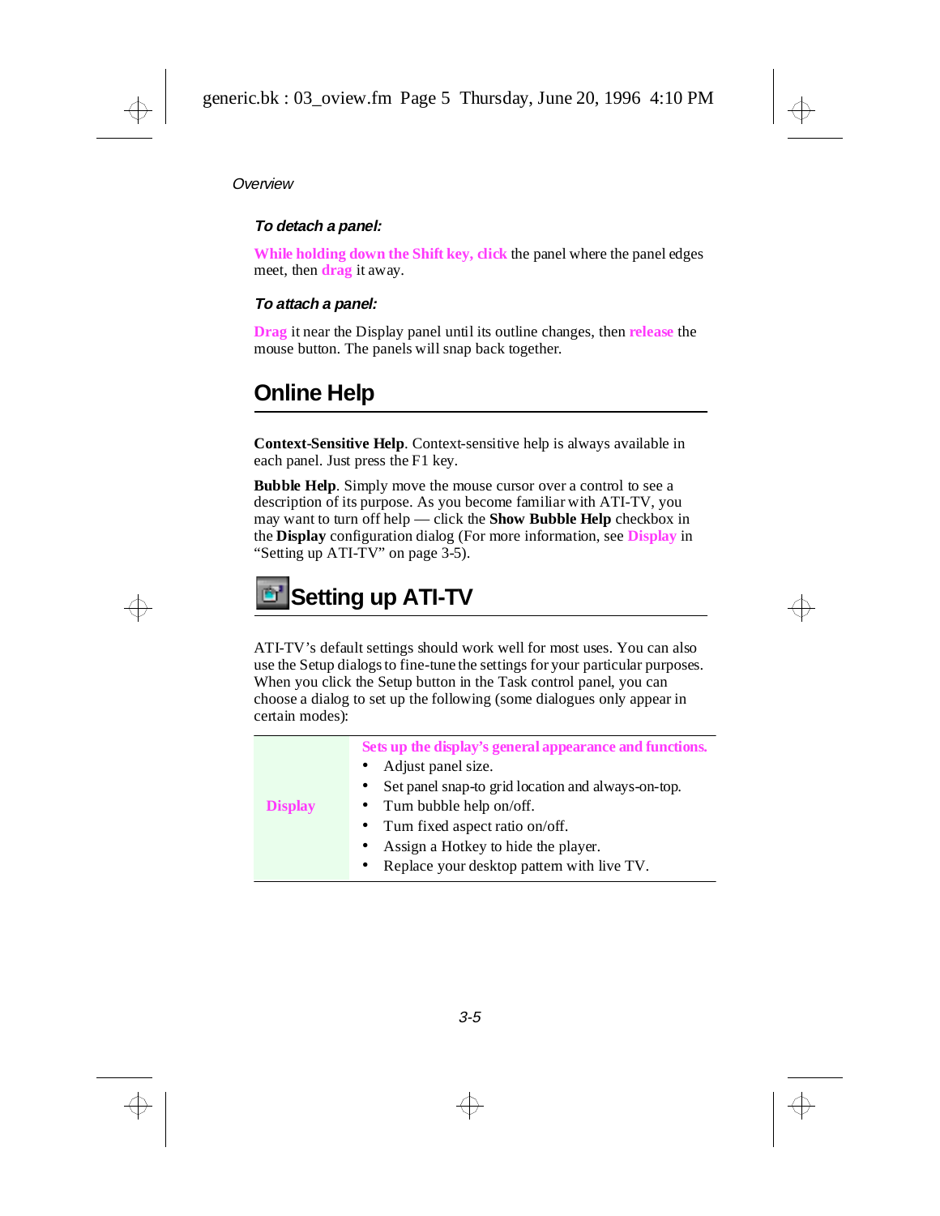*Overview*

#### *To detach a panel:*

**While holding down the Shift key, click** the panel where the panel edges meet, then **drag** it away.

#### *To attach a panel:*

**Drag** it near the Display panel until its outline changes, then **release** the mouse button. The panels will snap back together.

## Online Help

**Context-Sensitive Help**. Context-sensitive help is always available in each panel. Just press the F1 key.

**Bubble Help**. Simply move the mouse cursor over a control to see a description of its purpose. As you become familiar with ATI-TV, you may want to turn off help — click the **Show Bubble Help** checkbox in the **Display** configuration dialog (For more information, see **Display** in "Setting up ATI-TV" on page 3-5).

## Setting up ATI-TV

ATI-TV's default settings should work well for most uses. You can also use the Setup dialogs to fine-tune the settings for your particular purposes. When you click the Setup button in the Task control panel, you can choose a dialog to set up the following (some dialogues only appear in certain modes):

| | |
|---|---|
| **Display** | **Sets up the display's general appearance and functions.**<br>• Adjust panel size.<br>• Set panel snap-to grid location and always-on-top.<br>• Turn bubble help on/off.<br>• Turn fixed aspect ratio on/off.<br>• Assign a Hotkey to hide the player.<br>• Replace your desktop pattern with live TV. |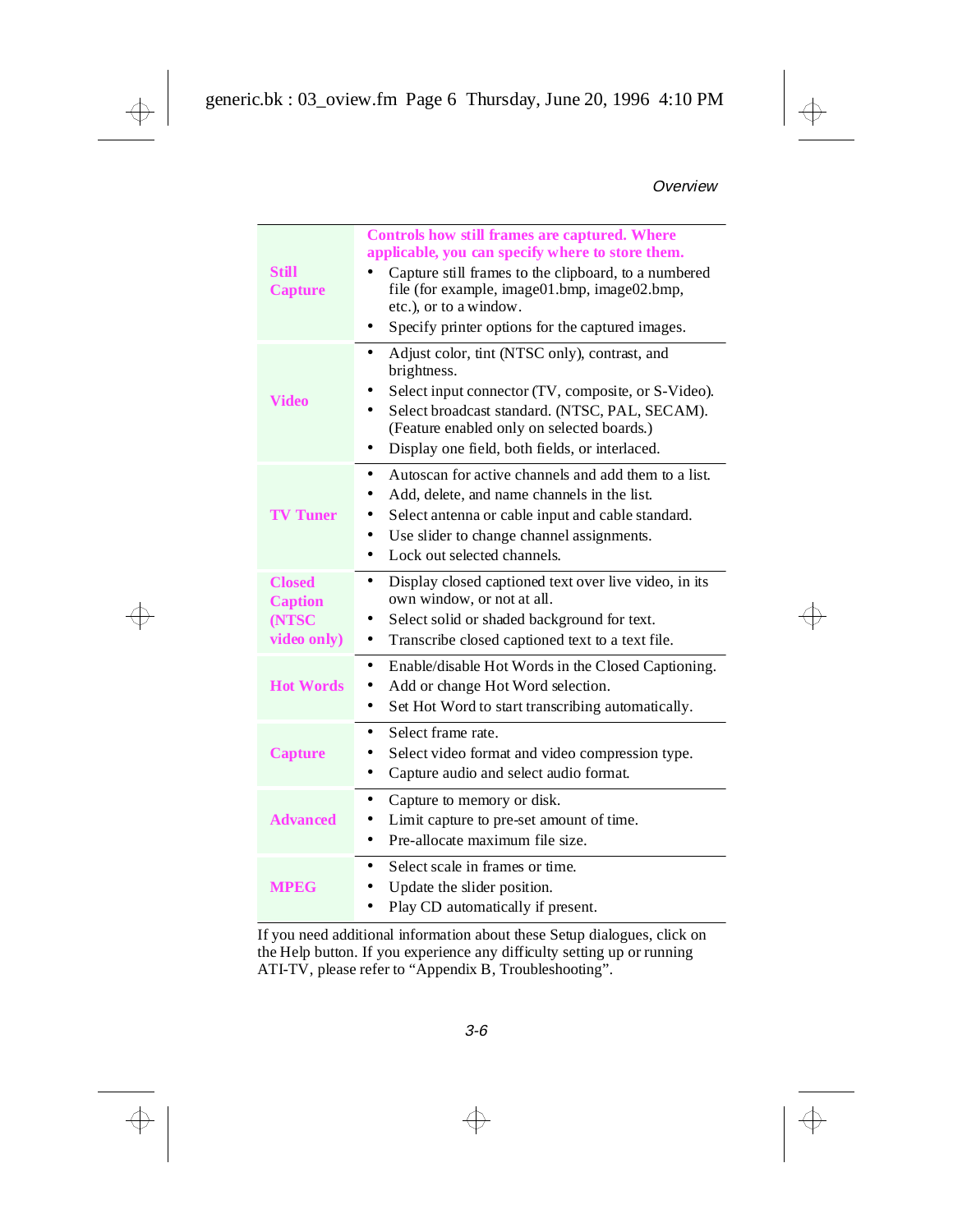| | |
|---|---|
| **Still Capture** | **Controls how still frames are captured. Where applicable, you can specify where to store them.**<br>• Capture still frames to the clipboard, to a numbered file (for example, image01.bmp, image02.bmp, etc.), or to a window.<br>• Specify printer options for the captured images. |
| **Video** | • Adjust color, tint (NTSC only), contrast, and brightness.<br>• Select input connector (TV, composite, or S-Video).<br>• Select broadcast standard. (NTSC, PAL, SECAM). (Feature enabled only on selected boards.)<br>• Display one field, both fields, or interlaced. |
| **TV Tuner** | • Autoscan for active channels and add them to a list.<br>• Add, delete, and name channels in the list.<br>• Select antenna or cable input and cable standard.<br>• Use slider to change channel assignments.<br>• Lock out selected channels. |
| **Closed Caption (NTSC video only)** | • Display closed captioned text over live video, in its own window, or not at all.<br>• Select solid or shaded background for text.<br>• Transcribe closed captioned text to a text file. |
| **Hot Words** | • Enable/disable Hot Words in the Closed Captioning.<br>• Add or change Hot Word selection.<br>• Set Hot Word to start transcribing automatically. |
| **Capture** | • Select frame rate.<br>• Select video format and video compression type.<br>• Capture audio and select audio format. |
| **Advanced** | • Capture to memory or disk.<br>• Limit capture to pre-set amount of time.<br>• Pre-allocate maximum file size. |
| **MPEG** | • Select scale in frames or time.<br>• Update the slider position.<br>• Play CD automatically if present. |

If you need additional information about these Setup dialogues, click on the Help button. If you experience any difficulty setting up or running ATI-TV, please refer to "Appendix B, Troubleshooting".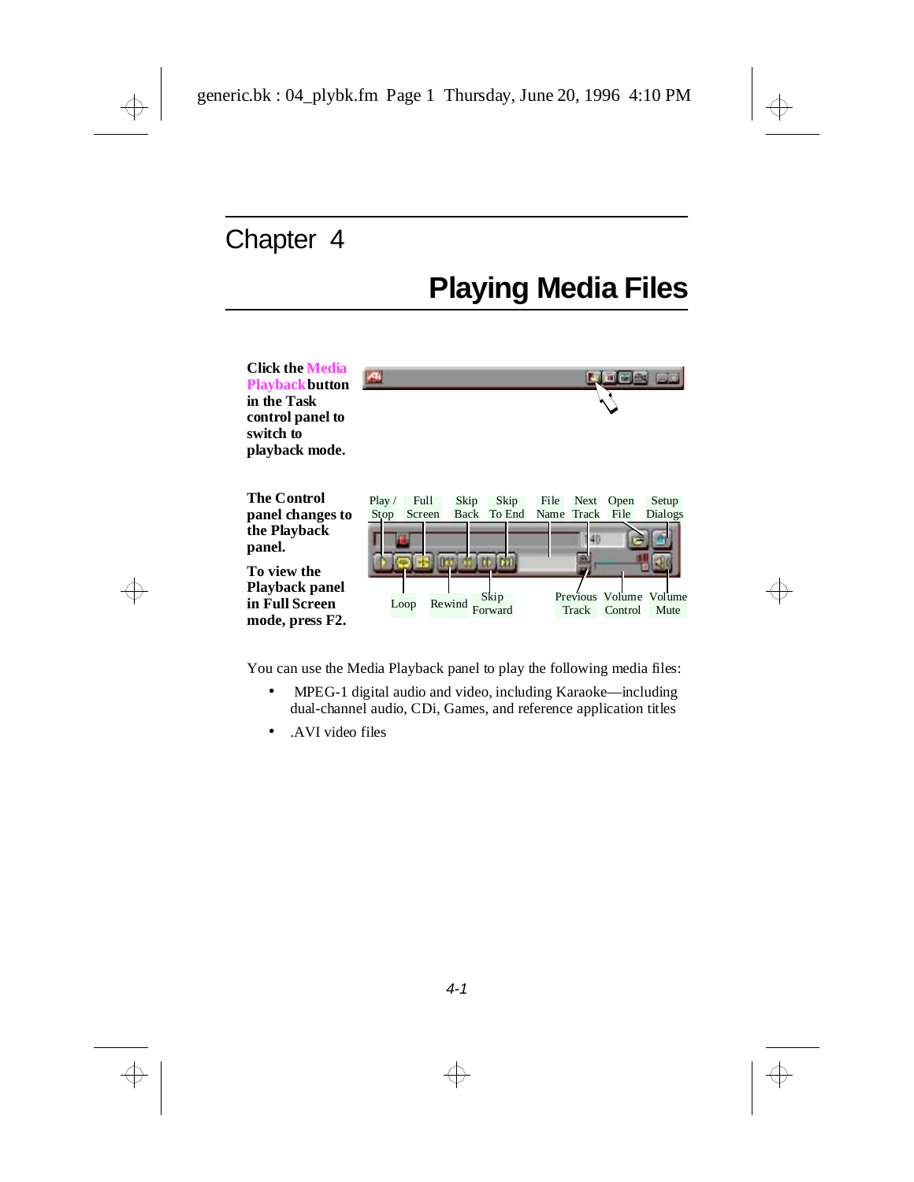Chapter 4

# Playing Media Files

**Click the Media Playback button in the Task control panel to switch to playback mode.**

**The Control panel changes to the Playback panel.**

**To view the Playback panel in Full Screen mode, press F2.**

Play / Stop, Full Screen, Skip Back, Skip To End, File Name, Next Track, Open File, Setup Dialogs

Loop, Rewind, Skip Forward, Previous Track, Volume Control, Volume Mute

You can use the Media Playback panel to play the following media files:

- MPEG-1 digital audio and video, including Karaoke—including dual-channel audio, CDi, Games, and reference application titles
- .AVI video files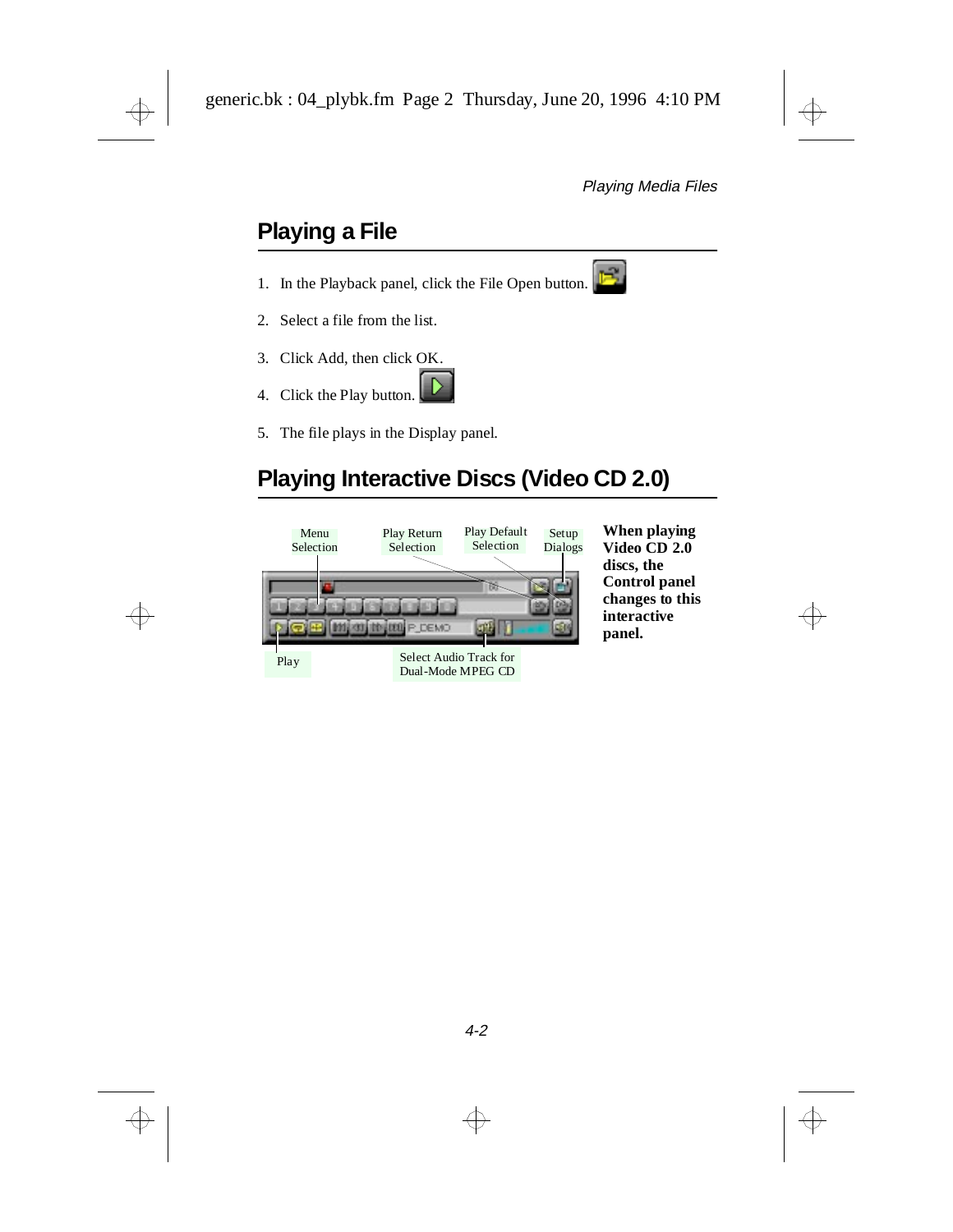## Playing a File

1. In the Playback panel, click the File Open button.
2. Select a file from the list.
3. Click Add, then click OK.
4. Click the Play button.
5. The file plays in the Display panel.

## Playing Interactive Discs (Video CD 2.0)

Menu Selection

Play Return Selection

Play Default Selection

Setup Dialogs

Play

Select Audio Track for Dual-Mode MPEG CD

**When playing Video CD 2.0 discs, the Control panel changes to this interactive panel.**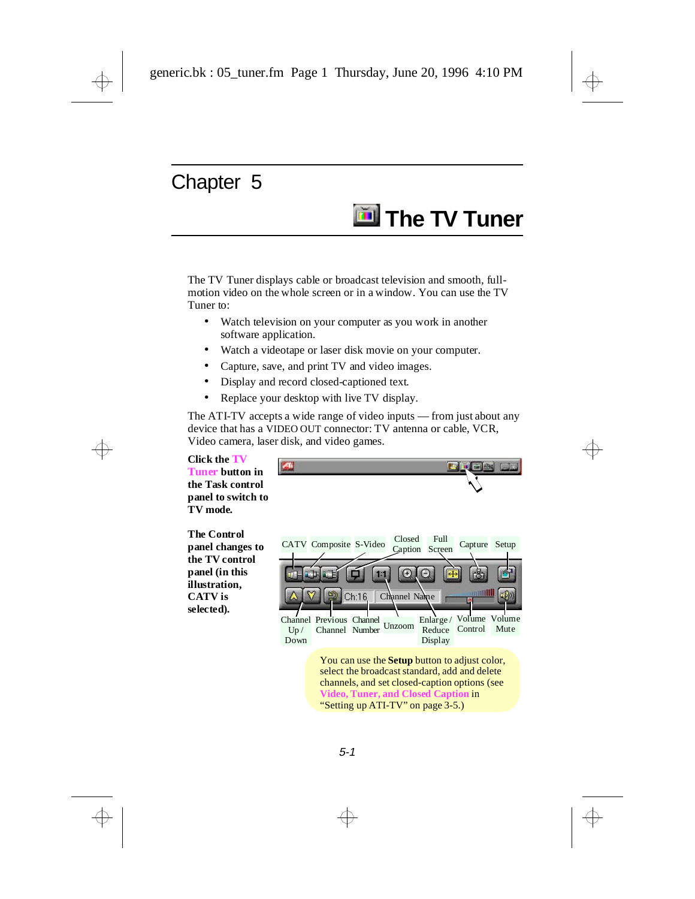# Chapter 5

# The TV Tuner

The TV Tuner displays cable or broadcast television and smooth, full-motion video on the whole screen or in a window. You can use the TV Tuner to:

- Watch television on your computer as you work in another software application.
- Watch a videotape or laser disk movie on your computer.
- Capture, save, and print TV and video images.
- Display and record closed-captioned text.
- Replace your desktop with live TV display.

The ATI-TV accepts a wide range of video inputs — from just about any device that has a VIDEO OUT connector: TV antenna or cable, VCR, Video camera, laser disk, and video games.

**Click the TV Tuner button in the Task control panel to switch to TV mode.**

**The Control panel changes to the TV control panel (in this illustration, CATV is selected).**

CATV, Composite, S-Video, Closed Caption, Full Screen, Capture, Setup

Channel Up / Down, Previous Channel, Channel Number, Unzoom, Enlarge / Reduce Display, Volume Control, Volume Mute

You can use the **Setup** button to adjust color, select the broadcast standard, add and delete channels, and set closed-caption options (see **Video, Tuner, and Closed Caption** in "Setting up ATI-TV" on page 3-5.)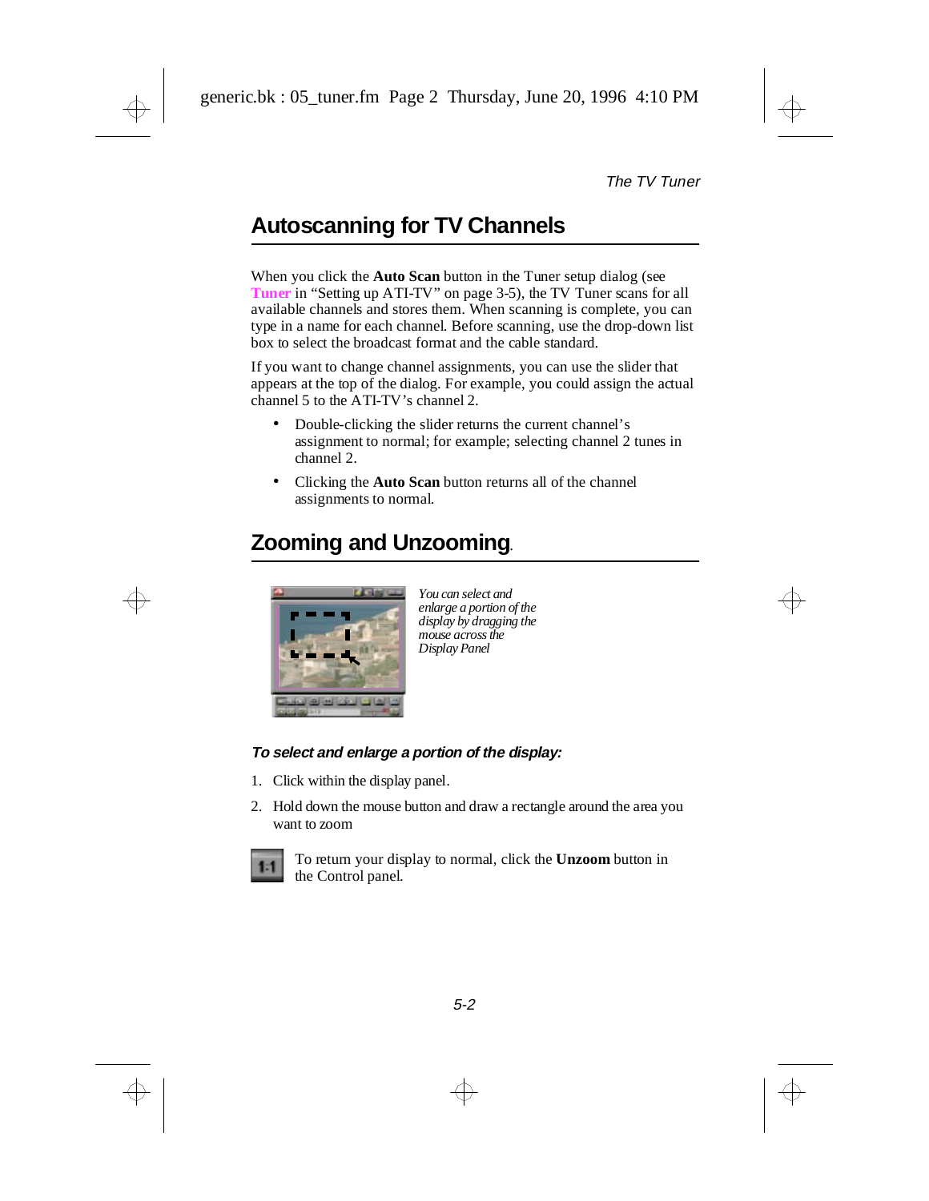## Autoscanning for TV Channels

When you click the **Auto Scan** button in the Tuner setup dialog (see Tuner in "Setting up ATI-TV" on page 3-5), the TV Tuner scans for all available channels and stores them. When scanning is complete, you can type in a name for each channel. Before scanning, use the drop-down list box to select the broadcast format and the cable standard.

If you want to change channel assignments, you can use the slider that appears at the top of the dialog. For example, you could assign the actual channel 5 to the ATI-TV's channel 2.

- Double-clicking the slider returns the current channel's assignment to normal; for example; selecting channel 2 tunes in channel 2.
- Clicking the **Auto Scan** button returns all of the channel assignments to normal.

## Zooming and Unzooming.

*You can select and enlarge a portion of the display by dragging the mouse across the Display Panel*

***To select and enlarge a portion of the display:***

1. Click within the display panel.
2. Hold down the mouse button and draw a rectangle around the area you want to zoom

To return your display to normal, click the **Unzoom** button in the Control panel.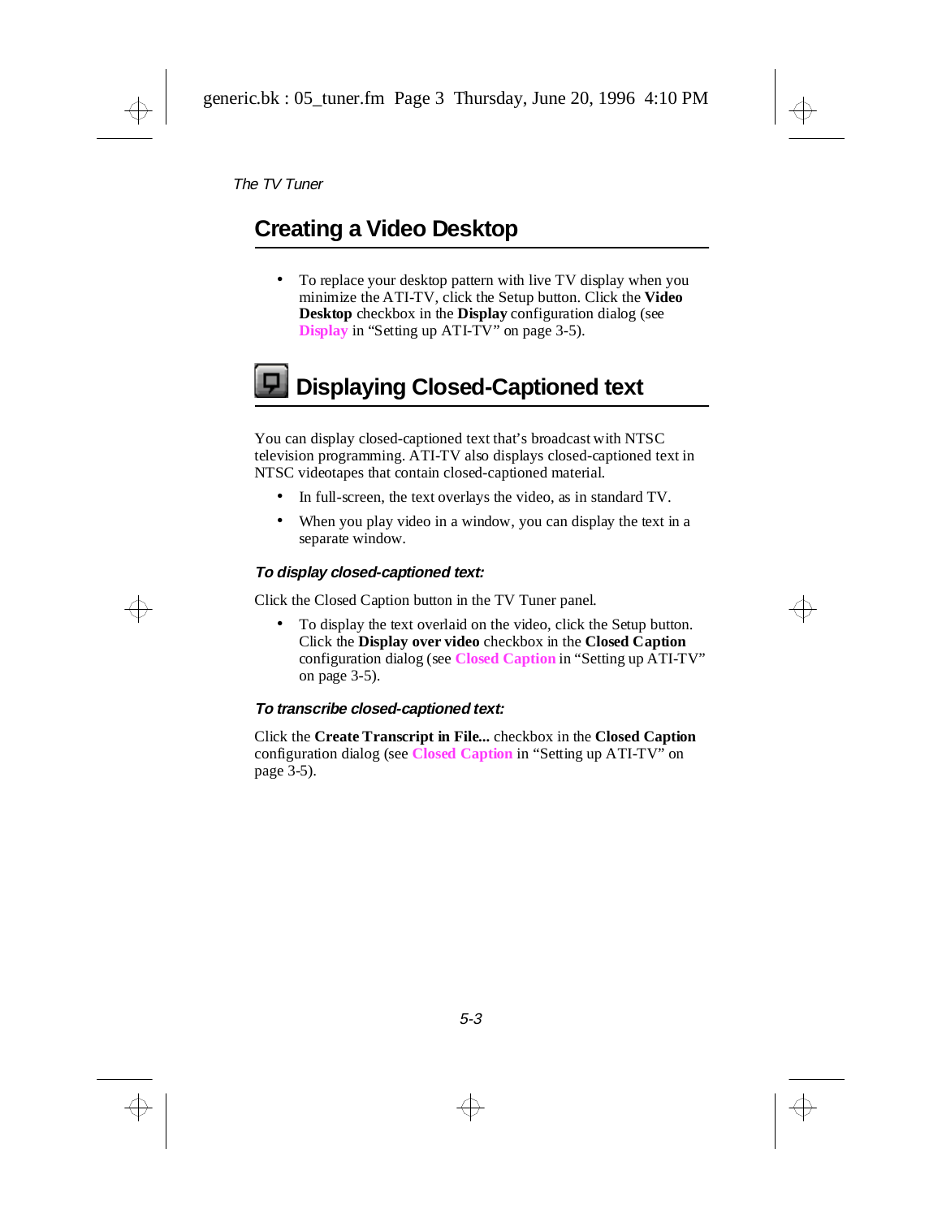## Creating a Video Desktop

- To replace your desktop pattern with live TV display when you minimize the ATI-TV, click the Setup button. Click the **Video Desktop** checkbox in the **Display** configuration dialog (see **Display** in "Setting up ATI-TV" on page 3-5).

## Displaying Closed-Captioned text

You can display closed-captioned text that's broadcast with NTSC television programming. ATI-TV also displays closed-captioned text in NTSC videotapes that contain closed-captioned material.

- In full-screen, the text overlays the video, as in standard TV.
- When you play video in a window, you can display the text in a separate window.

#### *To display closed-captioned text:*

Click the Closed Caption button in the TV Tuner panel.

- To display the text overlaid on the video, click the Setup button. Click the **Display over video** checkbox in the **Closed Caption** configuration dialog (see **Closed Caption** in "Setting up ATI-TV" on page 3-5).

#### *To transcribe closed-captioned text:*

Click the **Create Transcript in File...** checkbox in the **Closed Caption** configuration dialog (see **Closed Caption** in "Setting up ATI-TV" on page 3-5).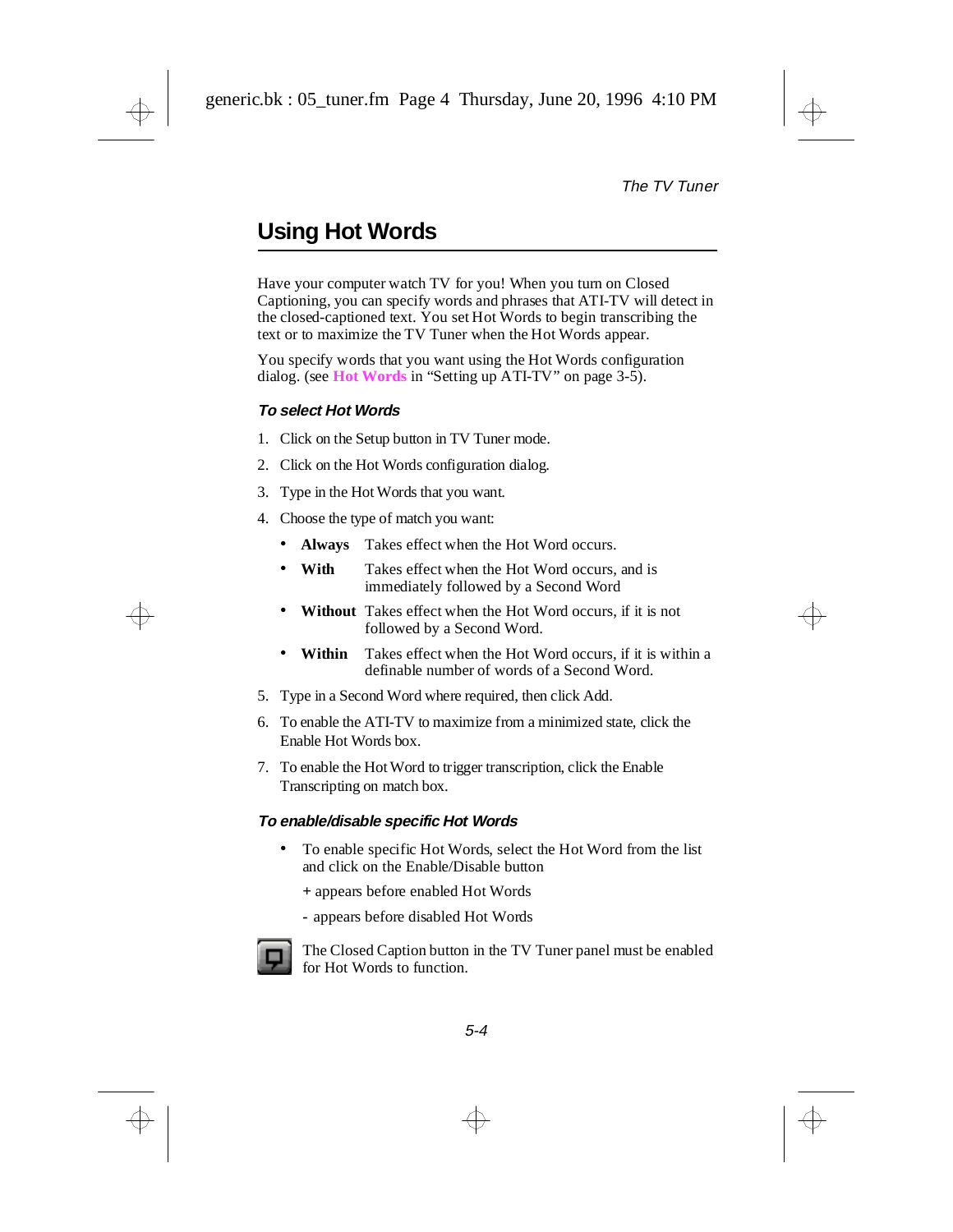## Using Hot Words

Have your computer watch TV for you! When you turn on Closed Captioning, you can specify words and phrases that ATI-TV will detect in the closed-captioned text. You set Hot Words to begin transcribing the text or to maximize the TV Tuner when the Hot Words appear.

You specify words that you want using the Hot Words configuration dialog. (see **Hot Words** in "Setting up ATI-TV" on page 3-5).

### *To select Hot Words*

1. Click on the Setup button in TV Tuner mode.
2. Click on the Hot Words configuration dialog.
3. Type in the Hot Words that you want.
4. Choose the type of match you want:
   - **Always** Takes effect when the Hot Word occurs.
   - **With** Takes effect when the Hot Word occurs, and is immediately followed by a Second Word
   - **Without** Takes effect when the Hot Word occurs, if it is not followed by a Second Word.
   - **Within** Takes effect when the Hot Word occurs, if it is within a definable number of words of a Second Word.
5. Type in a Second Word where required, then click Add.
6. To enable the ATI-TV to maximize from a minimized state, click the Enable Hot Words box.
7. To enable the Hot Word to trigger transcription, click the Enable Transcripting on match box.

### *To enable/disable specific Hot Words*

- To enable specific Hot Words, select the Hot Word from the list and click on the Enable/Disable button

  + appears before enabled Hot Words

  - appears before disabled Hot Words

The Closed Caption button in the TV Tuner panel must be enabled for Hot Words to function.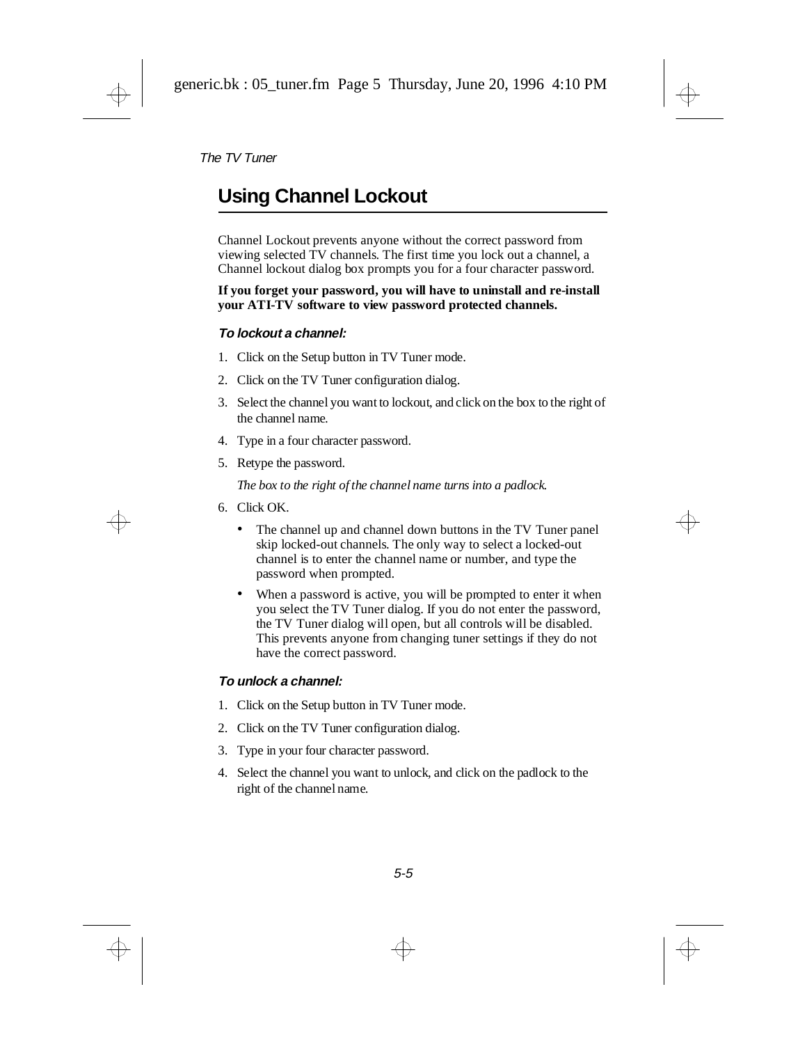## Using Channel Lockout

Channel Lockout prevents anyone without the correct password from viewing selected TV channels. The first time you lock out a channel, a Channel lockout dialog box prompts you for a four character password.

**If you forget your password, you will have to uninstall and re-install your ATI-TV software to view password protected channels.**

#### To lockout a channel:

1. Click on the Setup button in TV Tuner mode.
2. Click on the TV Tuner configuration dialog.
3. Select the channel you want to lockout, and click on the box to the right of the channel name.
4. Type in a four character password.
5. Retype the password.

   *The box to the right of the channel name turns into a padlock.*

6. Click OK.

   - The channel up and channel down buttons in the TV Tuner panel skip locked-out channels. The only way to select a locked-out channel is to enter the channel name or number, and type the password when prompted.
   - When a password is active, you will be prompted to enter it when you select the TV Tuner dialog. If you do not enter the password, the TV Tuner dialog will open, but all controls will be disabled. This prevents anyone from changing tuner settings if they do not have the correct password.

#### To unlock a channel:

1. Click on the Setup button in TV Tuner mode.
2. Click on the TV Tuner configuration dialog.
3. Type in your four character password.
4. Select the channel you want to unlock, and click on the padlock to the right of the channel name.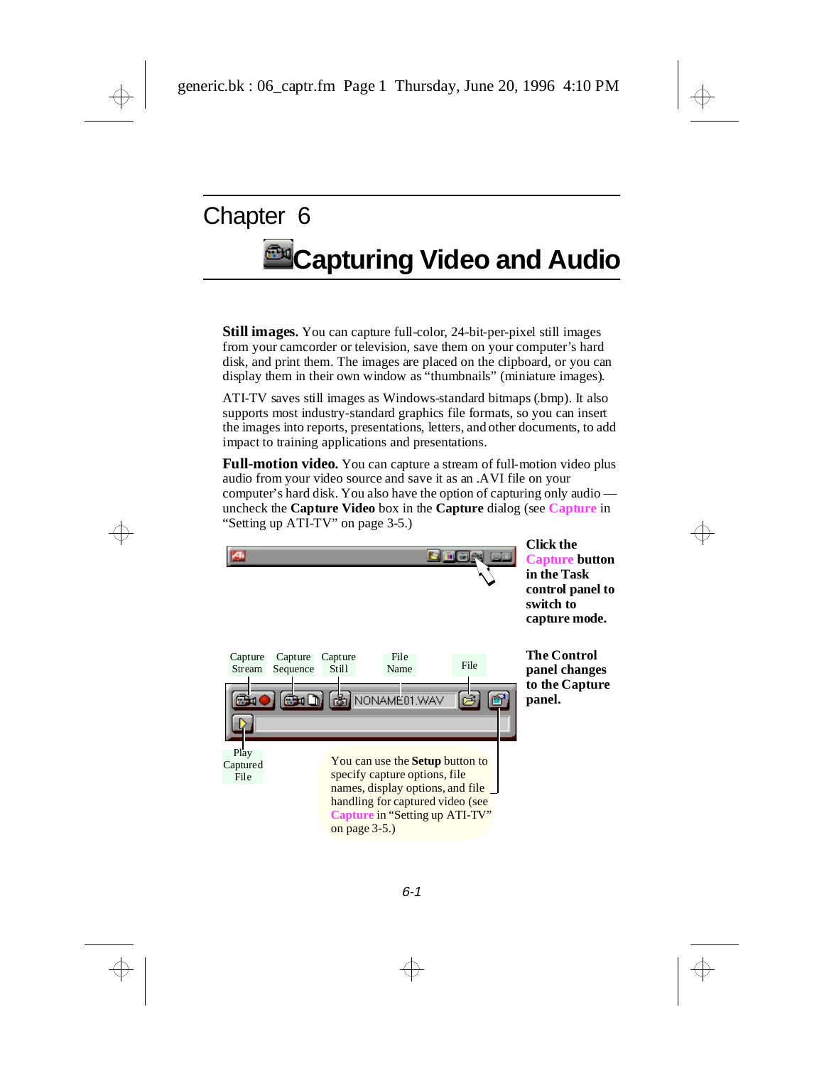# Chapter 6

# Capturing Video and Audio

**Still images.** You can capture full-color, 24-bit-per-pixel still images from your camcorder or television, save them on your computer's hard disk, and print them. The images are placed on the clipboard, or you can display them in their own window as "thumbnails" (miniature images).

ATI-TV saves still images as Windows-standard bitmaps (.bmp). It also supports most industry-standard graphics file formats, so you can insert the images into reports, presentations, letters, and other documents, to add impact to training applications and presentations.

**Full-motion video.** You can capture a stream of full-motion video plus audio from your video source and save it as an .AVI file on your computer's hard disk. You also have the option of capturing only audio — uncheck the **Capture Video** box in the **Capture** dialog (see **Capture** in "Setting up ATI-TV" on page 3-5.)

**Click the Capture button in the Task control panel to switch to capture mode.**

Capture Stream

Capture Sequence

Capture Still

File Name

File

NONAME01.WAV

Play Captured File

You can use the **Setup** button to specify capture options, file names, display options, and file handling for captured video (see **Capture** in "Setting up ATI-TV" on page 3-5.)

**The Control panel changes to the Capture panel.**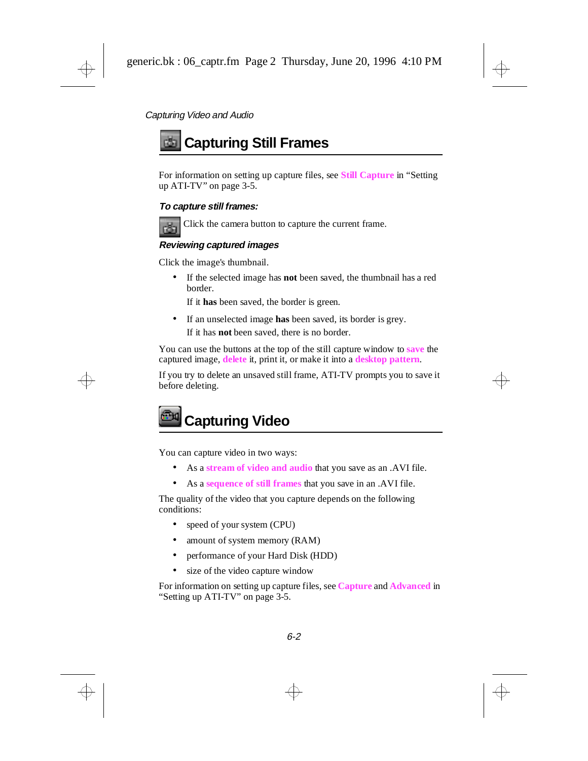## Capturing Still Frames

For information on setting up capture files, see **Still Capture** in “Setting up ATI-TV” on page 3-5.

***To capture still frames:***

Click the camera button to capture the current frame.

***Reviewing captured images***

Click the image's thumbnail.

- If the selected image has **not** been saved, the thumbnail has a red border.

  If it **has** been saved, the border is green.

- If an unselected image **has** been saved, its border is grey.

  If it has **not** been saved, there is no border.

You can use the buttons at the top of the still capture window to **save** the captured image, **delete** it, print it, or make it into a **desktop pattern**.

If you try to delete an unsaved still frame, ATI-TV prompts you to save it before deleting.

## Capturing Video

You can capture video in two ways:

- As a **stream of video and audio** that you save as an .AVI file.
- As a **sequence of still frames** that you save in an .AVI file.

The quality of the video that you capture depends on the following conditions:

- speed of your system (CPU)
- amount of system memory (RAM)
- performance of your Hard Disk (HDD)
- size of the video capture window

For information on setting up capture files, see **Capture** and **Advanced** in “Setting up ATI-TV” on page 3-5.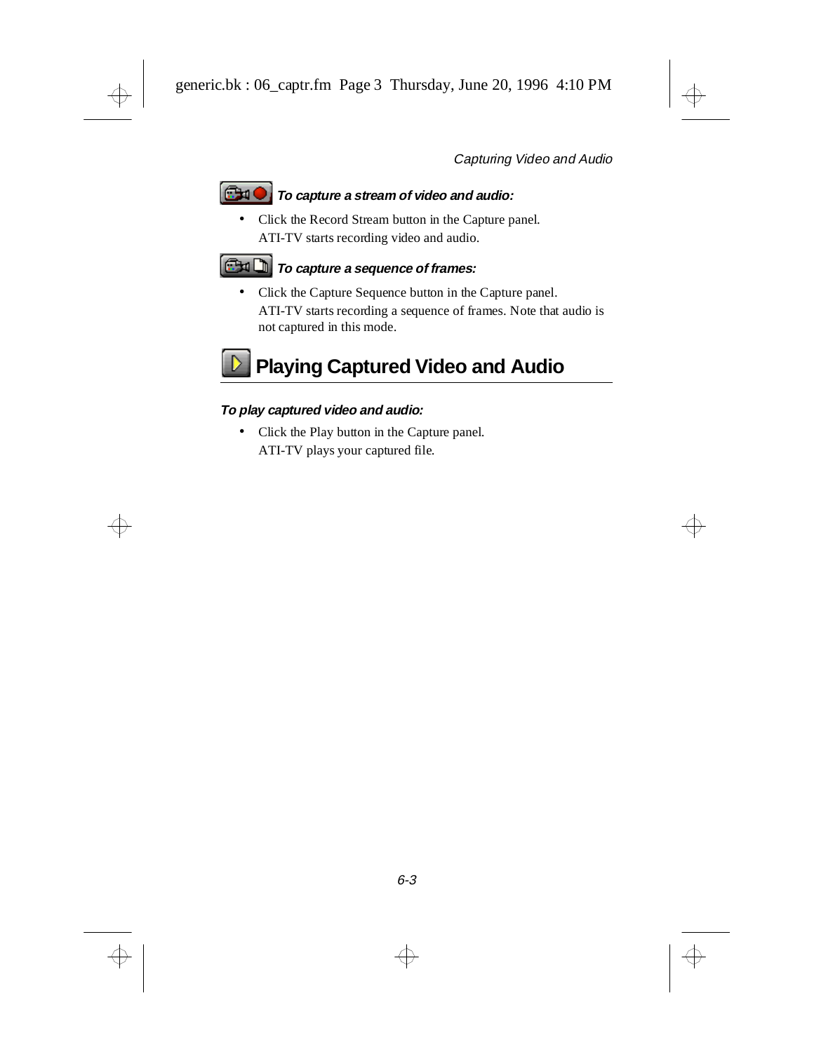***To capture a stream of video and audio:***

- Click the Record Stream button in the Capture panel.
  ATI-TV starts recording video and audio.

***To capture a sequence of frames:***

- Click the Capture Sequence button in the Capture panel.
  ATI-TV starts recording a sequence of frames. Note that audio is not captured in this mode.

# Playing Captured Video and Audio

***To play captured video and audio:***

- Click the Play button in the Capture panel.
  ATI-TV plays your captured file.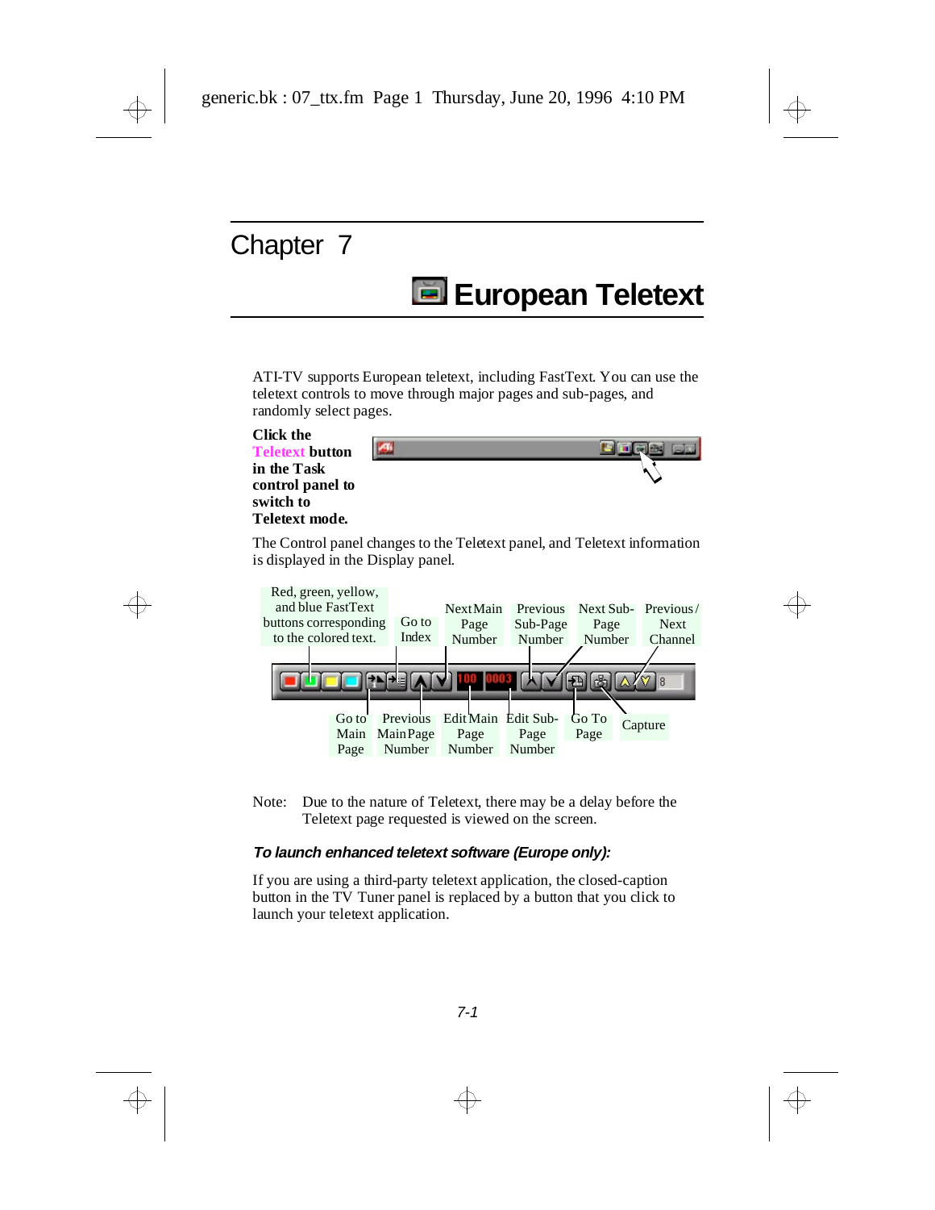Chapter 7

# European Teletext

ATI-TV supports European teletext, including FastText. You can use the teletext controls to move through major pages and sub-pages, and randomly select pages.

**Click the Teletext button in the Task control panel to switch to Teletext mode.**

The Control panel changes to the Teletext panel, and Teletext information is displayed in the Display panel.

Red, green, yellow, and blue FastText buttons corresponding to the colored text.

Go to Index

Next Main Page Number

Previous Sub-Page Number

Next Sub-Page Number

Previous / Next Channel

Go to Main Page

Previous Main Page Number

Edit Main Page Number

Edit Sub-Page Number

Go To Page

Capture

Note: Due to the nature of Teletext, there may be a delay before the Teletext page requested is viewed on the screen.

### *To launch enhanced teletext software (Europe only):*

If you are using a third-party teletext application, the closed-caption button in the TV Tuner panel is replaced by a button that you click to launch your teletext application.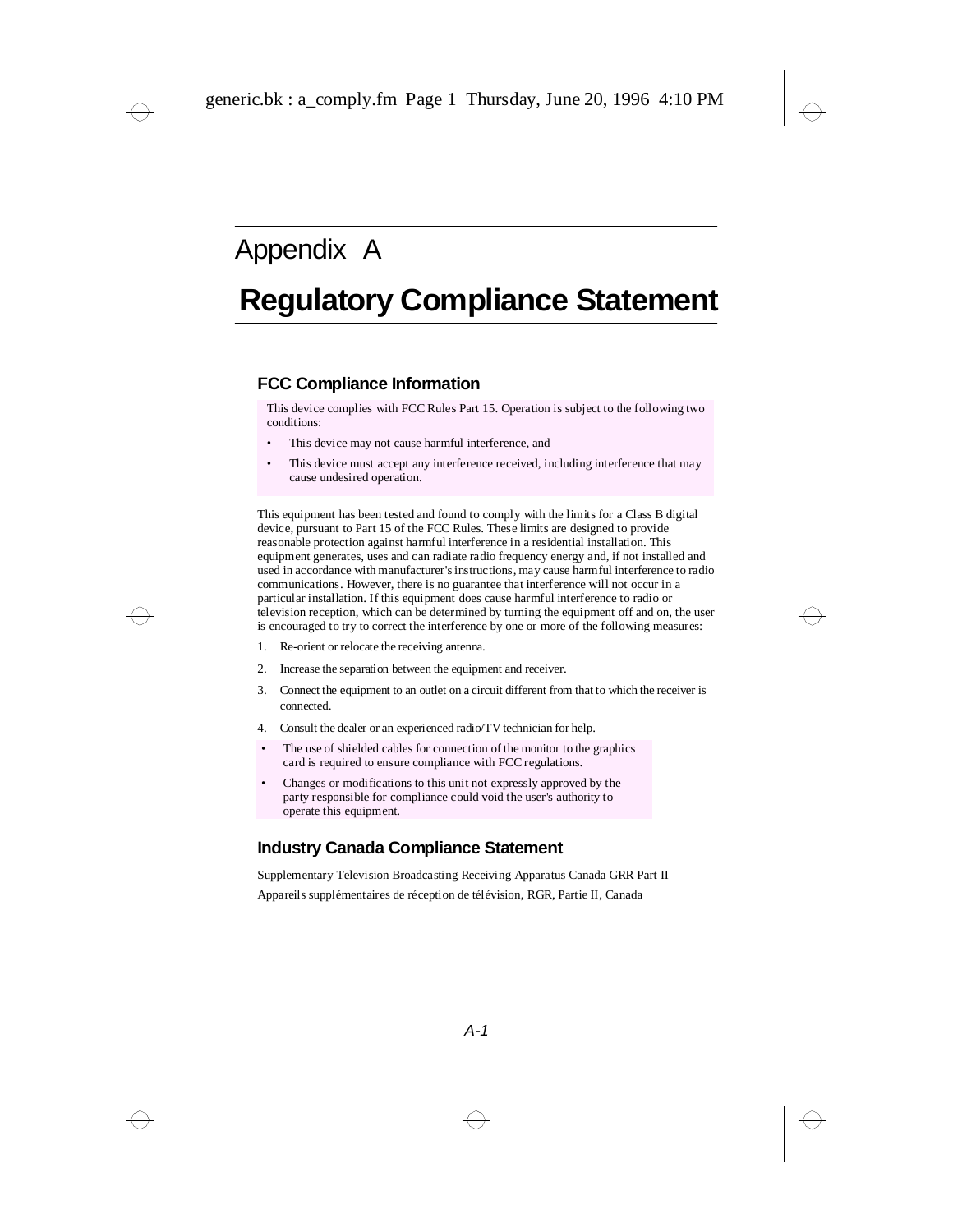# Appendix A

# Regulatory Compliance Statement

## FCC Compliance Information

This device complies with FCC Rules Part 15. Operation is subject to the following two conditions:

- This device may not cause harmful interference, and
- This device must accept any interference received, including interference that may cause undesired operation.

This equipment has been tested and found to comply with the limits for a Class B digital device, pursuant to Part 15 of the FCC Rules. These limits are designed to provide reasonable protection against harmful interference in a residential installation. This equipment generates, uses and can radiate radio frequency energy and, if not installed and used in accordance with manufacturer's instructions, may cause harmful interference to radio communications. However, there is no guarantee that interference will not occur in a particular installation. If this equipment does cause harmful interference to radio or television reception, which can be determined by turning the equipment off and on, the user is encouraged to try to correct the interference by one or more of the following measures:

1. Re-orient or relocate the receiving antenna.
2. Increase the separation between the equipment and receiver.
3. Connect the equipment to an outlet on a circuit different from that to which the receiver is connected.
4. Consult the dealer or an experienced radio/TV technician for help.

- The use of shielded cables for connection of the monitor to the graphics card is required to ensure compliance with FCC regulations.
- Changes or modifications to this unit not expressly approved by the party responsible for compliance could void the user's authority to operate this equipment.

## Industry Canada Compliance Statement

Supplementary Television Broadcasting Receiving Apparatus Canada GRR Part II

Appareils supplémentaires de réception de télévision, RGR, Partie II, Canada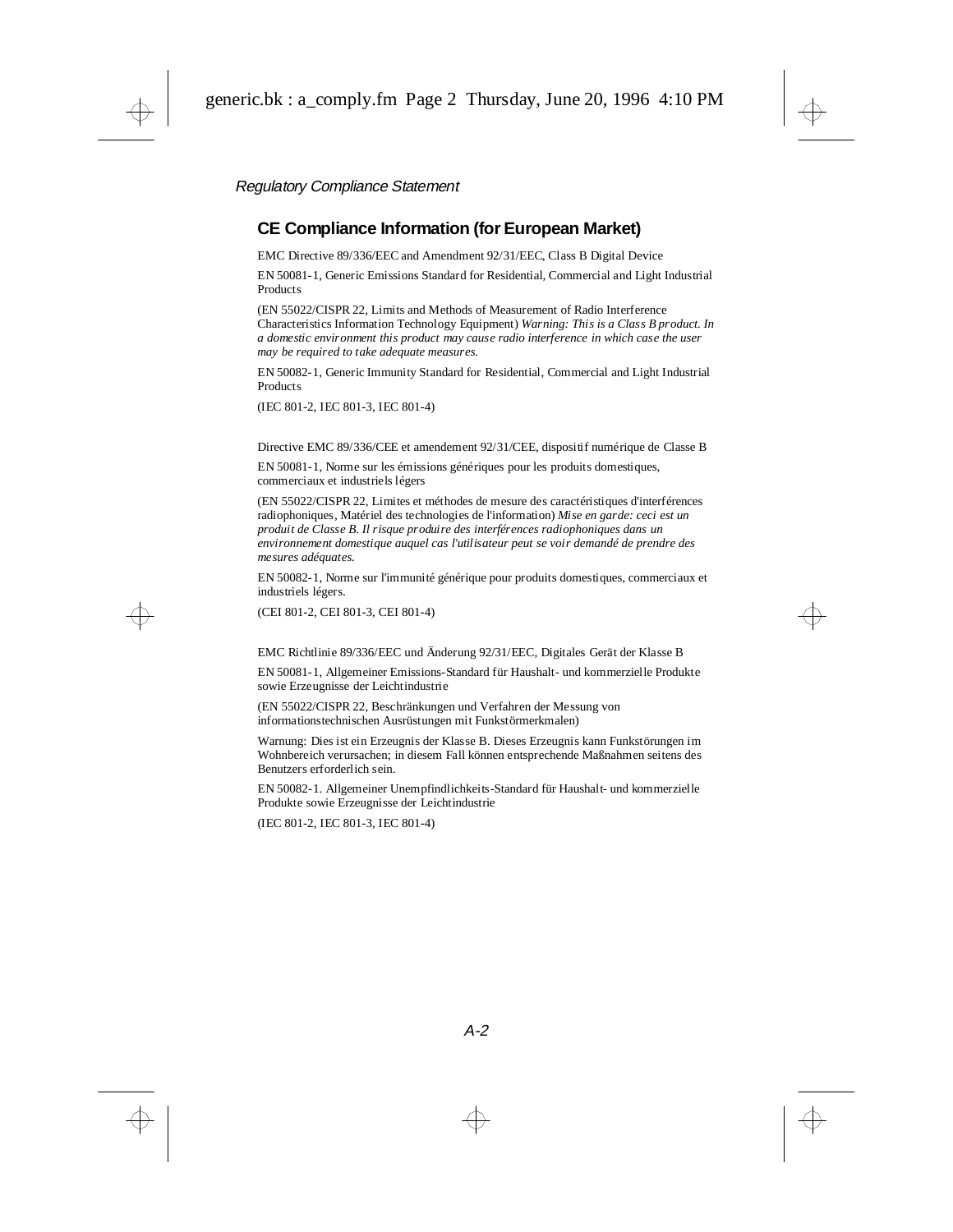## CE Compliance Information (for European Market)

EMC Directive 89/336/EEC and Amendment 92/31/EEC, Class B Digital Device

EN 50081-1, Generic Emissions Standard for Residential, Commercial and Light Industrial Products

(EN 55022/CISPR 22, Limits and Methods of Measurement of Radio Interference Characteristics Information Technology Equipment) *Warning: This is a Class B product. In a domestic environment this product may cause radio interference in which case the user may be required to take adequate measures.*

EN 50082-1, Generic Immunity Standard for Residential, Commercial and Light Industrial Products

(IEC 801-2, IEC 801-3, IEC 801-4)

Directive EMC 89/336/CEE et amendement 92/31/CEE, dispositif numérique de Classe B

EN 50081-1, Norme sur les émissions génériques pour les produits domestiques, commerciaux et industriels légers

(EN 55022/CISPR 22, Limites et méthodes de mesure des caractéristiques d'interférences radiophoniques, Matériel des technologies de l'information) *Mise en garde: ceci est un produit de Classe B. Il risque produire des interférences radiophoniques dans un environnement domestique auquel cas l'utilisateur peut se voir demandé de prendre des mesures adéquates.*

EN 50082-1, Norme sur l'immunité générique pour produits domestiques, commerciaux et industriels légers.

(CEI 801-2, CEI 801-3, CEI 801-4)

EMC Richtlinie 89/336/EEC und Änderung 92/31/EEC, Digitales Gerät der Klasse B

EN 50081-1, Allgemeiner Emissions-Standard für Haushalt- und kommerzielle Produkte sowie Erzeugnisse der Leichtindustrie

(EN 55022/CISPR 22, Beschränkungen und Verfahren der Messung von informationstechnischen Ausrüstungen mit Funkstörmerkmalen)

Warnung: Dies ist ein Erzeugnis der Klasse B. Dieses Erzeugnis kann Funkstörungen im Wohnbereich verursachen; in diesem Fall können entsprechende Maßnahmen seitens des Benutzers erforderlich sein.

EN 50082-1. Allgemeiner Unempfindlichkeits-Standard für Haushalt- und kommerzielle Produkte sowie Erzeugnisse der Leichtindustrie

(IEC 801-2, IEC 801-3, IEC 801-4)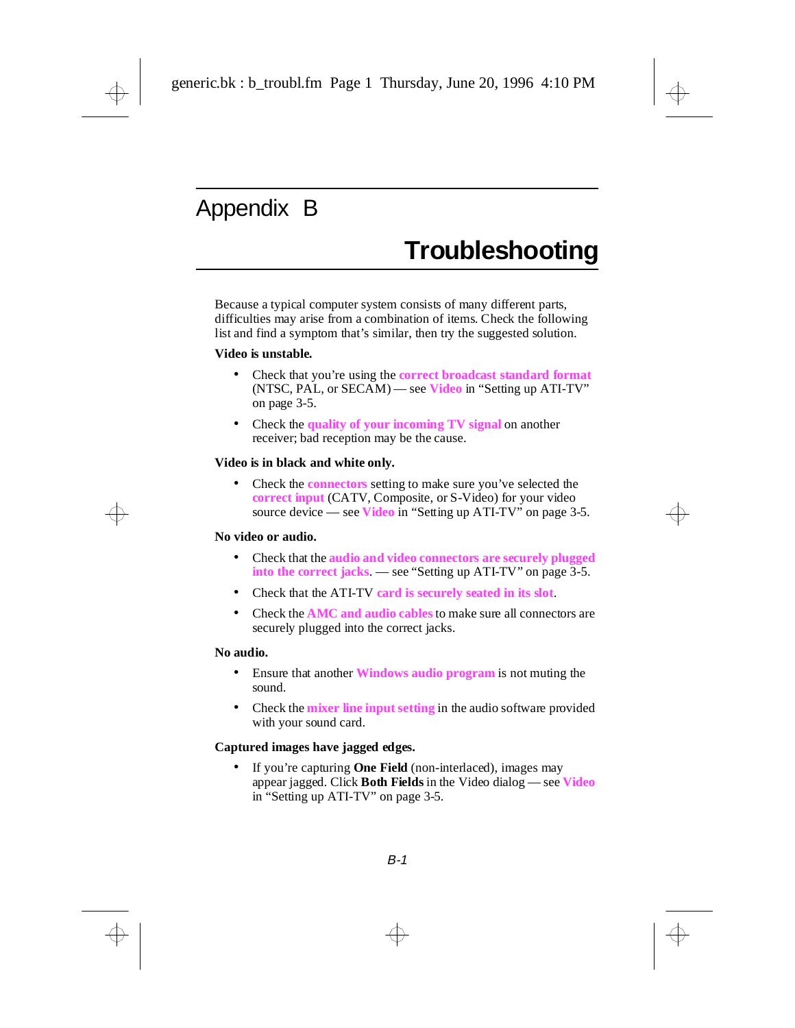# Appendix B

# Troubleshooting

Because a typical computer system consists of many different parts, difficulties may arise from a combination of items. Check the following list and find a symptom that's similar, then try the suggested solution.

**Video is unstable.**

- Check that you're using the **correct broadcast standard format** (NTSC, PAL, or SECAM) — see **Video** in "Setting up ATI-TV" on page 3-5.
- Check the **quality of your incoming TV signal** on another receiver; bad reception may be the cause.

**Video is in black and white only.**

- Check the **connectors** setting to make sure you've selected the **correct input** (CATV, Composite, or S-Video) for your video source device — see **Video** in "Setting up ATI-TV" on page 3-5.

**No video or audio.**

- Check that the **audio and video connectors are securely plugged into the correct jacks**. — see "Setting up ATI-TV" on page 3-5.
- Check that the ATI-TV **card is securely seated in its slot**.
- Check the **AMC and audio cables** to make sure all connectors are securely plugged into the correct jacks.

**No audio.**

- Ensure that another **Windows audio program** is not muting the sound.
- Check the **mixer line input setting** in the audio software provided with your sound card.

**Captured images have jagged edges.**

- If you're capturing **One Field** (non-interlaced), images may appear jagged. Click **Both Fields** in the Video dialog — see **Video** in "Setting up ATI-TV" on page 3-5.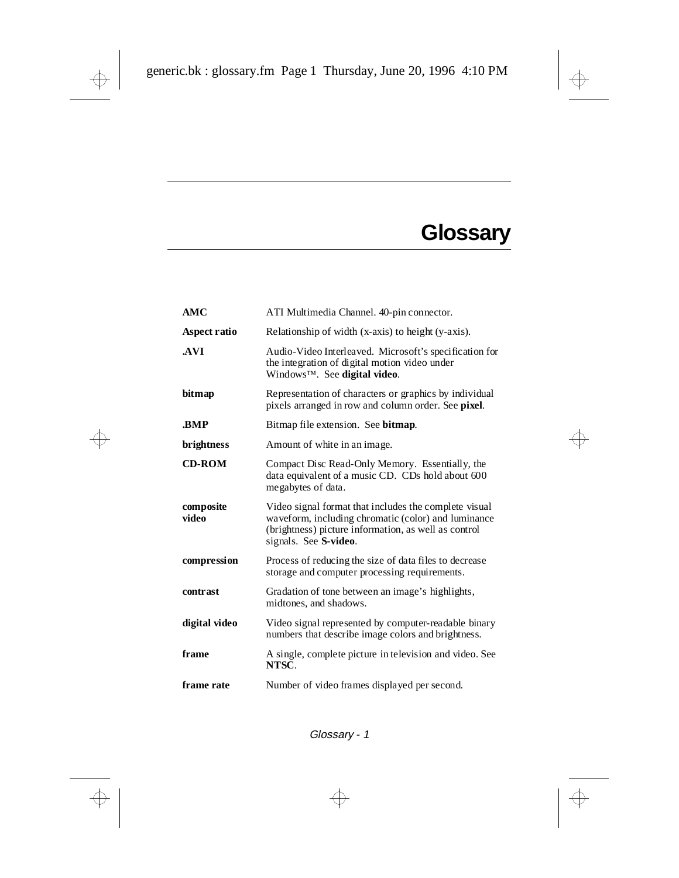# Glossary

| | |
|---|---|
| **AMC** | ATI Multimedia Channel. 40-pin connector. |
| **Aspect ratio** | Relationship of width (x-axis) to height (y-axis). |
| **.AVI** | Audio-Video Interleaved. Microsoft's specification for the integration of digital motion video under Windows™. See **digital video**. |
| **bitmap** | Representation of characters or graphics by individual pixels arranged in row and column order. See **pixel**. |
| **.BMP** | Bitmap file extension. See **bitmap**. |
| **brightness** | Amount of white in an image. |
| **CD-ROM** | Compact Disc Read-Only Memory. Essentially, the data equivalent of a music CD. CDs hold about 600 megabytes of data. |
| **composite video** | Video signal format that includes the complete visual waveform, including chromatic (color) and luminance (brightness) picture information, as well as control signals. See **S-video**. |
| **compression** | Process of reducing the size of data files to decrease storage and computer processing requirements. |
| **contrast** | Gradation of tone between an image's highlights, midtones, and shadows. |
| **digital video** | Video signal represented by computer-readable binary numbers that describe image colors and brightness. |
| **frame** | A single, complete picture in television and video. See **NTSC**. |
| **frame rate** | Number of video frames displayed per second. |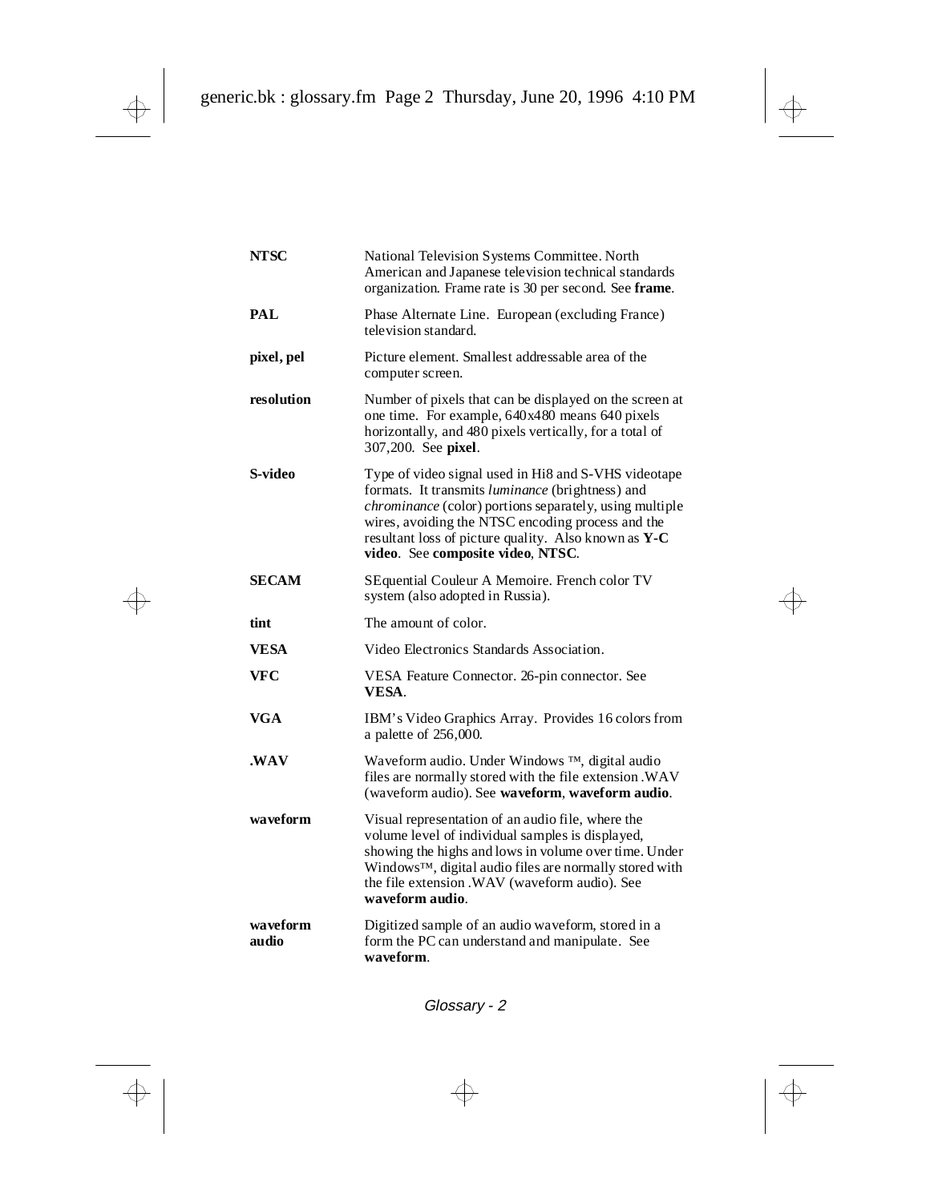| | |
|---|---|
| **NTSC** | National Television Systems Committee. North American and Japanese television technical standards organization. Frame rate is 30 per second. See **frame**. |
| **PAL** | Phase Alternate Line. European (excluding France) television standard. |
| **pixel, pel** | Picture element. Smallest addressable area of the computer screen. |
| **resolution** | Number of pixels that can be displayed on the screen at one time. For example, 640x480 means 640 pixels horizontally, and 480 pixels vertically, for a total of 307,200. See **pixel**. |
| **S-video** | Type of video signal used in Hi8 and S-VHS videotape formats. It transmits *luminance* (brightness) and *chrominance* (color) portions separately, using multiple wires, avoiding the NTSC encoding process and the resultant loss of picture quality. Also known as **Y-C video**. See **composite video**, **NTSC**. |
| **SECAM** | SEquential Couleur A Memoire. French color TV system (also adopted in Russia). |
| **tint** | The amount of color. |
| **VESA** | Video Electronics Standards Association. |
| **VFC** | VESA Feature Connector. 26-pin connector. See **VESA**. |
| **VGA** | IBM's Video Graphics Array. Provides 16 colors from a palette of 256,000. |
| **.WAV** | Waveform audio. Under Windows ™, digital audio files are normally stored with the file extension .WAV (waveform audio). See **waveform**, **waveform audio**. |
| **waveform** | Visual representation of an audio file, where the volume level of individual samples is displayed, showing the highs and lows in volume over time. Under Windows™, digital audio files are normally stored with the file extension .WAV (waveform audio). See **waveform audio**. |
| **waveform audio** | Digitized sample of an audio waveform, stored in a form the PC can understand and manipulate. See **waveform**. |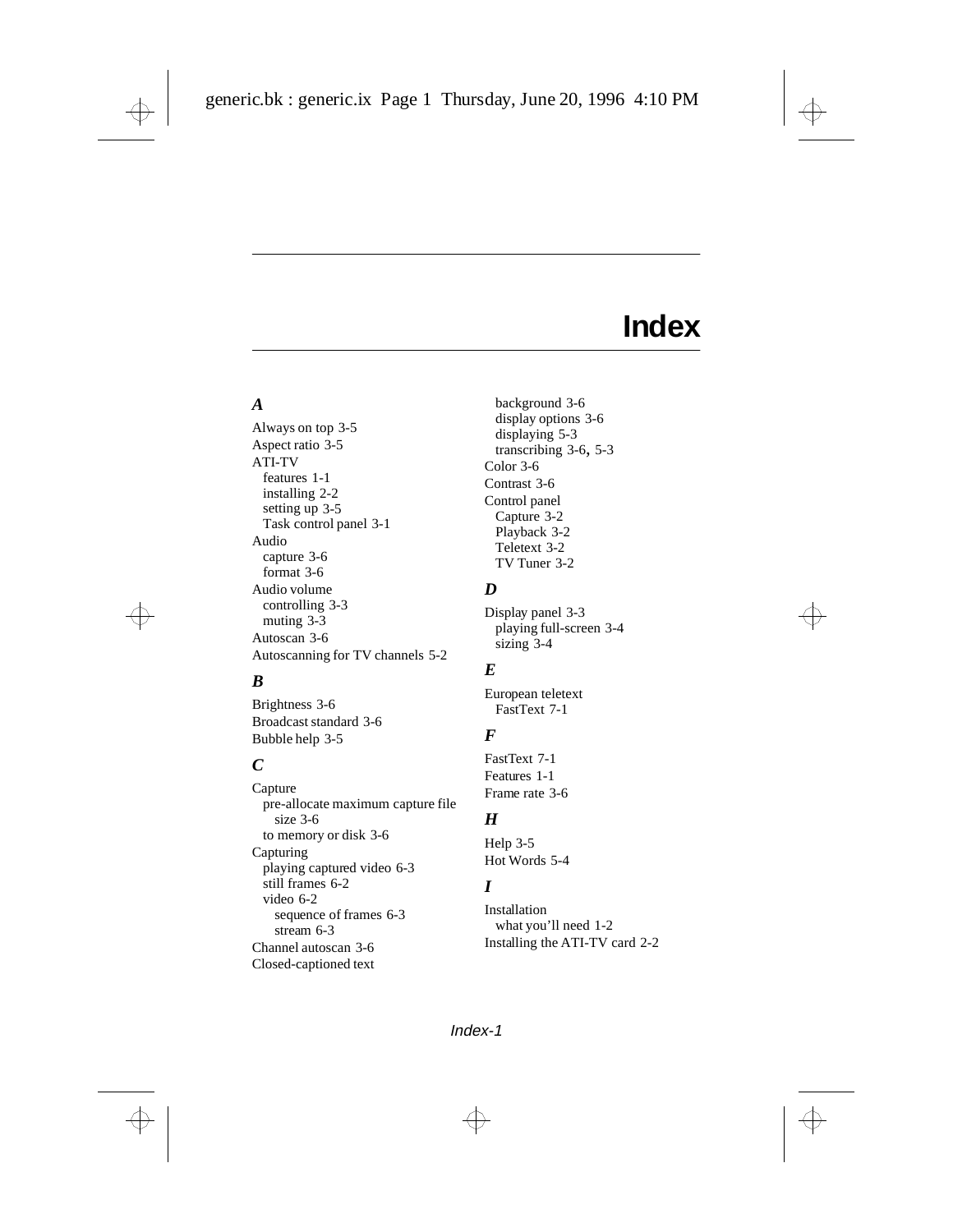# Index

### A

Always on top 3-5
Aspect ratio 3-5
ATI-TV
  features 1-1
  installing 2-2
  setting up 3-5
  Task control panel 3-1
Audio
  capture 3-6
  format 3-6
Audio volume
  controlling 3-3
  muting 3-3
Autoscan 3-6
Autoscanning for TV channels 5-2

### B

Brightness 3-6
Broadcast standard 3-6
Bubble help 3-5

### C

Capture
  pre-allocate maximum capture file size 3-6
  to memory or disk 3-6
Capturing
  playing captured video 6-3
  still frames 6-2
  video 6-2
    sequence of frames 6-3
    stream 6-3
Channel autoscan 3-6
Closed-captioned text
  background 3-6
  display options 3-6
  displaying 5-3
  transcribing 3-6, 5-3
Color 3-6
Contrast 3-6
Control panel
  Capture 3-2
  Playback 3-2
  Teletext 3-2
  TV Tuner 3-2

### D

Display panel 3-3
  playing full-screen 3-4
  sizing 3-4

### E

European teletext
  FastText 7-1

### F

FastText 7-1
Features 1-1
Frame rate 3-6

### H

Help 3-5
Hot Words 5-4

### I

Installation
  what you'll need 1-2
Installing the ATI-TV card 2-2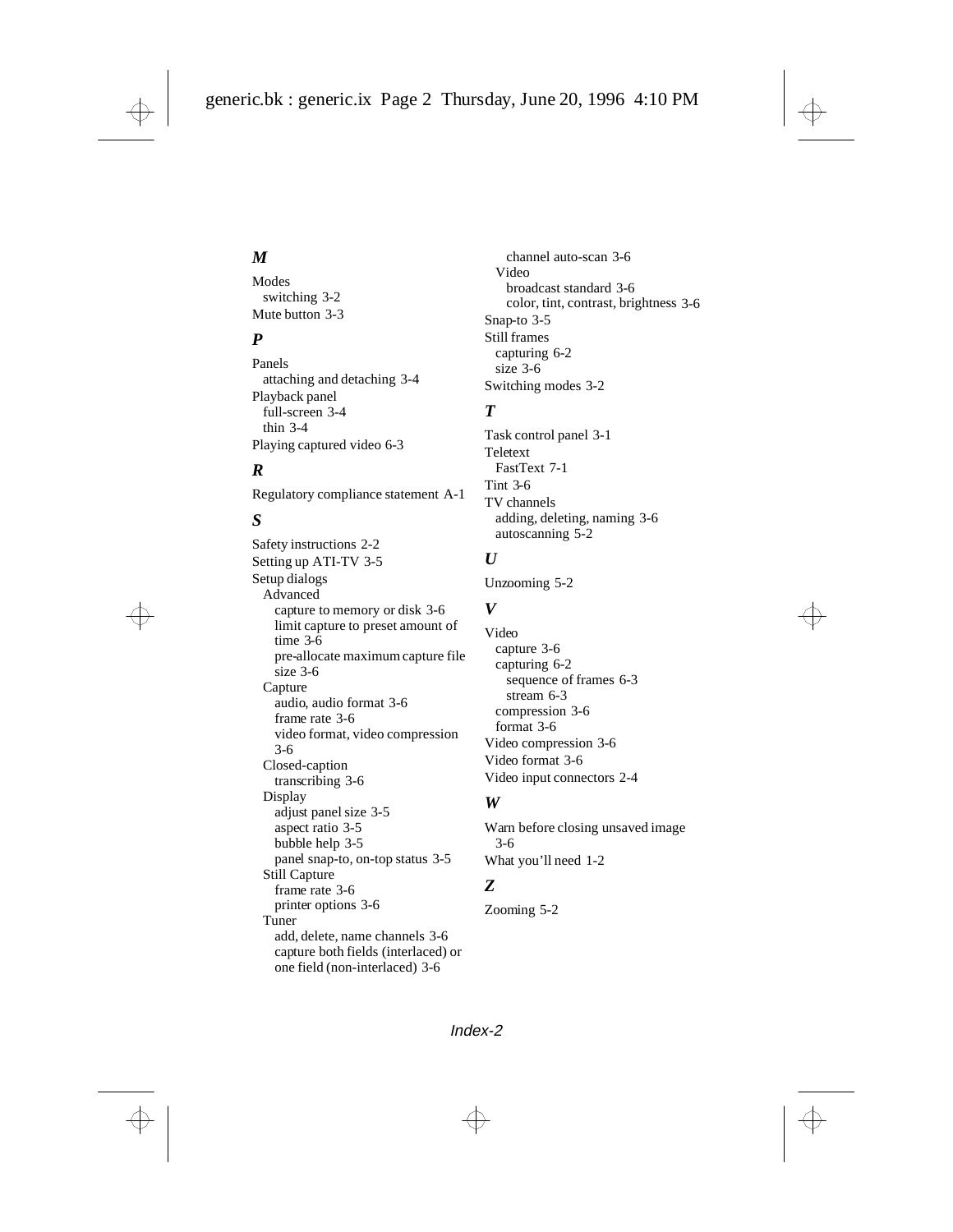## M

Modes
- switching 3-2

Mute button 3-3

## P

Panels
- attaching and detaching 3-4

Playback panel
- full-screen 3-4
- thin 3-4

Playing captured video 6-3

## R

Regulatory compliance statement A-1

## S

Safety instructions 2-2

Setting up ATI-TV 3-5

Setup dialogs
- Advanced
  - capture to memory or disk 3-6
  - limit capture to preset amount of time 3-6
  - pre-allocate maximum capture file size 3-6
- Capture
  - audio, audio format 3-6
  - frame rate 3-6
  - video format, video compression 3-6
- Closed-caption
  - transcribing 3-6
- Display
  - adjust panel size 3-5
  - aspect ratio 3-5
  - bubble help 3-5
  - panel snap-to, on-top status 3-5
- Still Capture
  - frame rate 3-6
  - printer options 3-6
- Tuner
  - add, delete, name channels 3-6
  - capture both fields (interlaced) or one field (non-interlaced) 3-6
  - channel auto-scan 3-6
- Video
  - broadcast standard 3-6
  - color, tint, contrast, brightness 3-6

Snap-to 3-5

Still frames
- capturing 6-2
- size 3-6

Switching modes 3-2

## T

Task control panel 3-1

Teletext
- FastText 7-1

Tint 3-6

TV channels
- adding, deleting, naming 3-6
- autoscanning 5-2

## U

Unzooming 5-2

## V

Video
- capture 3-6
- capturing 6-2
  - sequence of frames 6-3
  - stream 6-3
- compression 3-6
- format 3-6

Video compression 3-6

Video format 3-6

Video input connectors 2-4

## W

Warn before closing unsaved image 3-6

What you'll need 1-2

## Z

Zooming 5-2